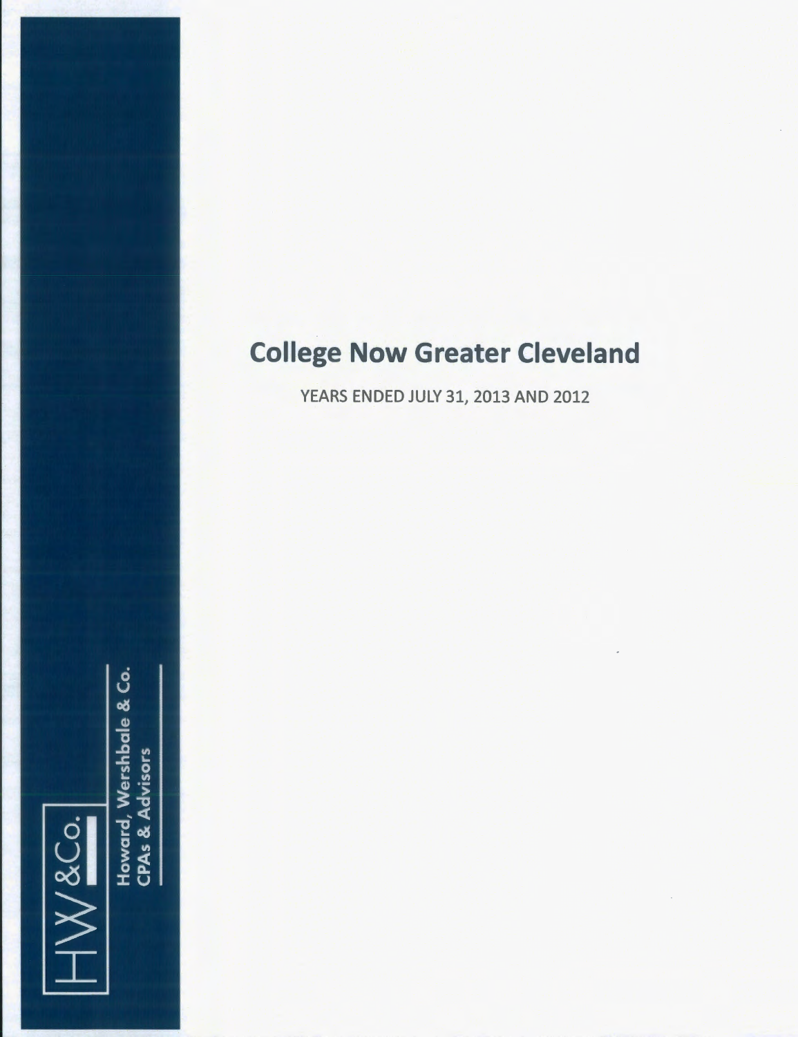# College Now Greater Cleveland

YEARS ENDED JULY 31, 2013 AND 2012

HW &Co.

Howard, Wershbale & Co.
CPAs & Advisors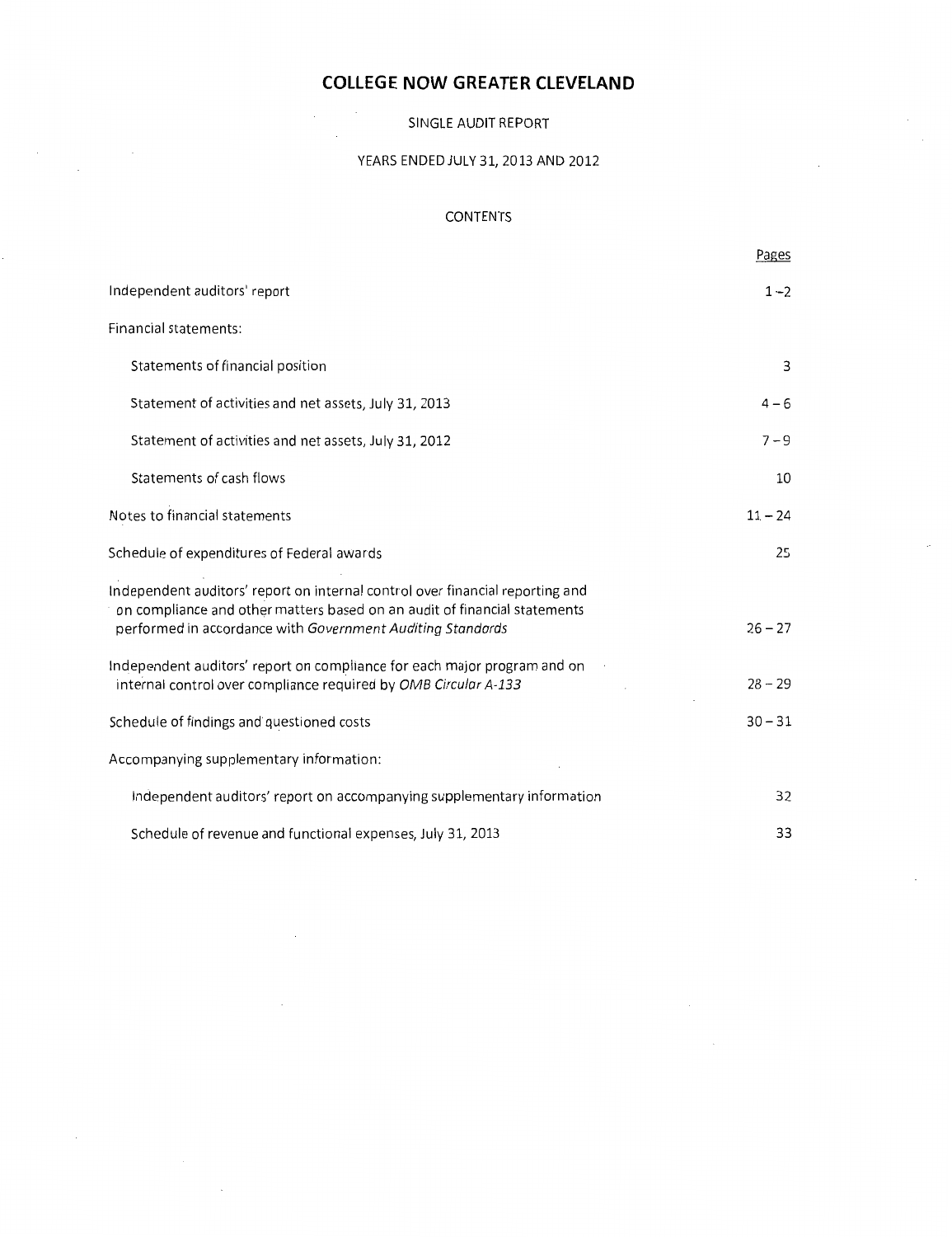# COLLEGE NOW GREATER CLEVELAND

SINGLE AUDIT REPORT

YEARS ENDED JULY 31, 2013 AND 2012

CONTENTS

| | Pages |
|---|---|
| Independent auditors' report | 1 – 2 |
| Financial statements: | |
| Statements of financial position | 3 |
| Statement of activities and net assets, July 31, 2013 | 4 – 6 |
| Statement of activities and net assets, July 31, 2012 | 7 – 9 |
| Statements of cash flows | 10 |
| Notes to financial statements | 11 – 24 |
| Schedule of expenditures of Federal awards | 25 |
| Independent auditors' report on internal control over financial reporting and on compliance and other matters based on an audit of financial statements performed in accordance with *Government Auditing Standards* | 26 – 27 |
| Independent auditors' report on compliance for each major program and on internal control over compliance required by *OMB Circular A-133* | 28 – 29 |
| Schedule of findings and questioned costs | 30 – 31 |
| Accompanying supplementary information: | |
| Independent auditors' report on accompanying supplementary information | 32 |
| Schedule of revenue and functional expenses, July 31, 2013 | 33 |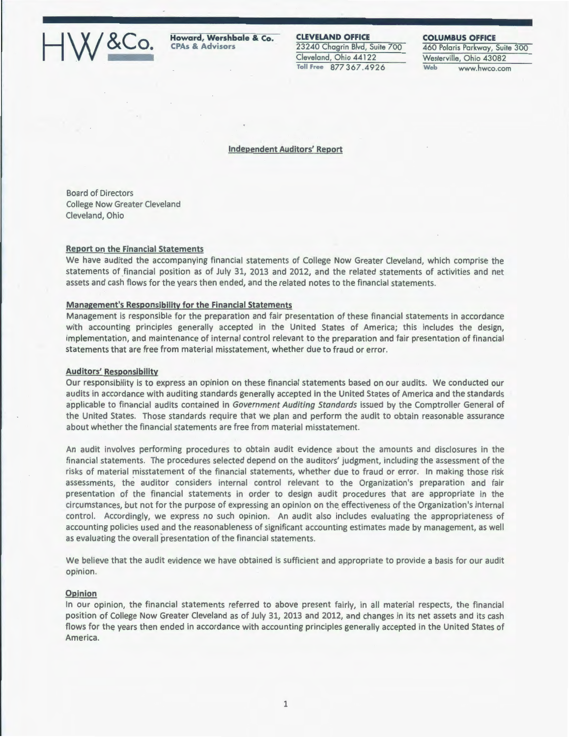HW&Co.

**Howard, Wershbale & Co.**
CPAs & Advisors

**CLEVELAND OFFICE**
23240 Chagrin Blvd, Suite 700
Cleveland, Ohio 44122
Toll Free 877 367.4926

**COLUMBUS OFFICE**
460 Polaris Parkway, Suite 300
Westerville, Ohio 43082
Web www.hwco.com

## Independent Auditors' Report

Board of Directors
College Now Greater Cleveland
Cleveland, Ohio

### Report on the Financial Statements

We have audited the accompanying financial statements of College Now Greater Cleveland, which comprise the statements of financial position as of July 31, 2013 and 2012, and the related statements of activities and net assets and cash flows for the years then ended, and the related notes to the financial statements.

### Management's Responsibility for the Financial Statements

Management is responsible for the preparation and fair presentation of these financial statements in accordance with accounting principles generally accepted in the United States of America; this includes the design, implementation, and maintenance of internal control relevant to the preparation and fair presentation of financial statements that are free from material misstatement, whether due to fraud or error.

### Auditors' Responsibility

Our responsibility is to express an opinion on these financial statements based on our audits. We conducted our audits in accordance with auditing standards generally accepted in the United States of America and the standards applicable to financial audits contained in *Government Auditing Standards* issued by the Comptroller General of the United States. Those standards require that we plan and perform the audit to obtain reasonable assurance about whether the financial statements are free from material misstatement.

An audit involves performing procedures to obtain audit evidence about the amounts and disclosures in the financial statements. The procedures selected depend on the auditors' judgment, including the assessment of the risks of material misstatement of the financial statements, whether due to fraud or error. In making those risk assessments, the auditor considers internal control relevant to the Organization's preparation and fair presentation of the financial statements in order to design audit procedures that are appropriate in the circumstances, but not for the purpose of expressing an opinion on the effectiveness of the Organization's internal control. Accordingly, we express no such opinion. An audit also includes evaluating the appropriateness of accounting policies used and the reasonableness of significant accounting estimates made by management, as well as evaluating the overall presentation of the financial statements.

We believe that the audit evidence we have obtained is sufficient and appropriate to provide a basis for our audit opinion.

### Opinion

In our opinion, the financial statements referred to above present fairly, in all material respects, the financial position of College Now Greater Cleveland as of July 31, 2013 and 2012, and changes in its net assets and its cash flows for the years then ended in accordance with accounting principles generally accepted in the United States of America.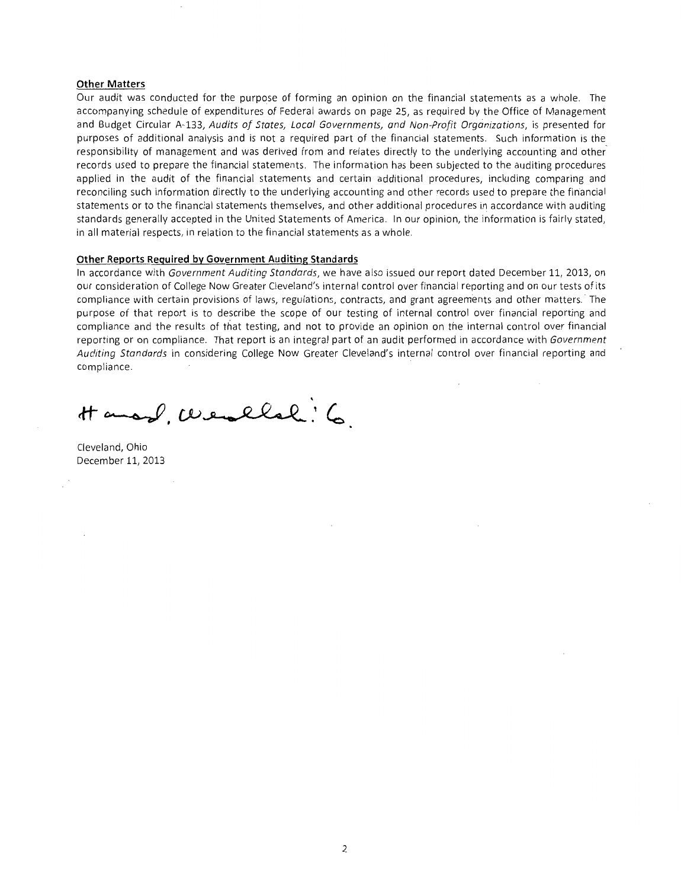**Other Matters**

Our audit was conducted for the purpose of forming an opinion on the financial statements as a whole. The accompanying schedule of expenditures of Federal awards on page 25, as required by the Office of Management and Budget Circular A-133, *Audits of States, Local Governments, and Non-Profit Organizations*, is presented for purposes of additional analysis and is not a required part of the financial statements. Such information is the responsibility of management and was derived from and relates directly to the underlying accounting and other records used to prepare the financial statements. The information has been subjected to the auditing procedures applied in the audit of the financial statements and certain additional procedures, including comparing and reconciling such information directly to the underlying accounting and other records used to prepare the financial statements or to the financial statements themselves, and other additional procedures in accordance with auditing standards generally accepted in the United States of America. In our opinion, the information is fairly stated, in all material respects, in relation to the financial statements as a whole.

**Other Reports Required by Government Auditing Standards**

In accordance with *Government Auditing Standards*, we have also issued our report dated December 11, 2013, on our consideration of College Now Greater Cleveland's internal control over financial reporting and on our tests of its compliance with certain provisions of laws, regulations, contracts, and grant agreements and other matters. The purpose of that report is to describe the scope of our testing of internal control over financial reporting and compliance and the results of that testing, and not to provide an opinion on the internal control over financial reporting or on compliance. That report is an integral part of an audit performed in accordance with *Government Auditing Standards* in considering College Now Greater Cleveland's internal control over financial reporting and compliance.

Hausser, Wendlich & Co.

Cleveland, Ohio
December 11, 2013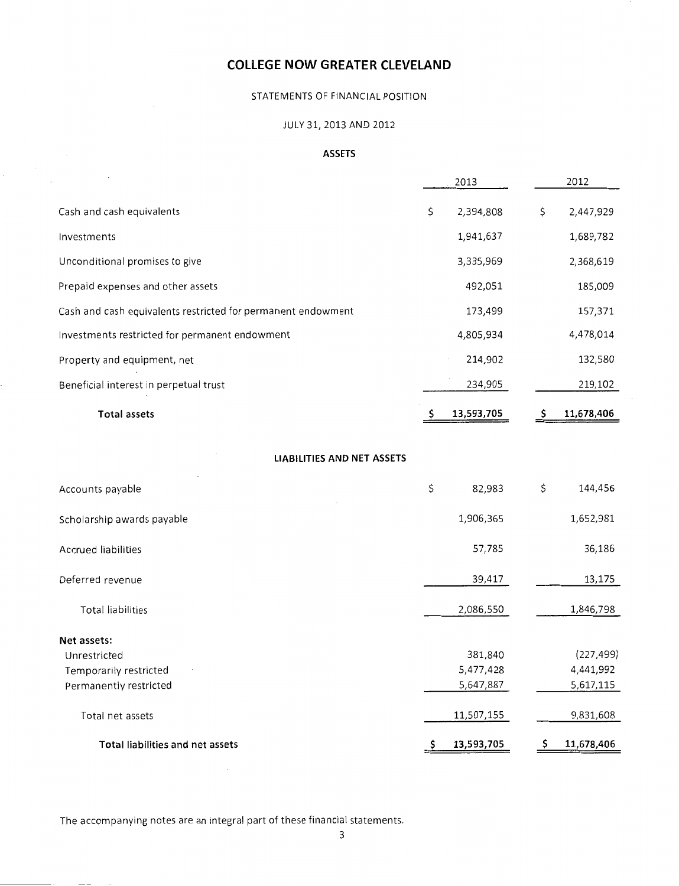# COLLEGE NOW GREATER CLEVELAND

STATEMENTS OF FINANCIAL POSITION

JULY 31, 2013 AND 2012

## ASSETS

| | 2013 | 2012 |
|---|---|---|
| Cash and cash equivalents | $ 2,394,808 | $ 2,447,929 |
| Investments | 1,941,637 | 1,689,782 |
| Unconditional promises to give | 3,335,969 | 2,368,619 |
| Prepaid expenses and other assets | 492,051 | 185,009 |
| Cash and cash equivalents restricted for permanent endowment | 173,499 | 157,371 |
| Investments restricted for permanent endowment | 4,805,934 | 4,478,014 |
| Property and equipment, net | 214,902 | 132,580 |
| Beneficial interest in perpetual trust | 234,905 | 219,102 |
| **Total assets** | **$ 13,593,705** | **$ 11,678,406** |

## LIABILITIES AND NET ASSETS

| | 2013 | 2012 |
|---|---|---|
| Accounts payable | $ 82,983 | $ 144,456 |
| Scholarship awards payable | 1,906,365 | 1,652,981 |
| Accrued liabilities | 57,785 | 36,186 |
| Deferred revenue | 39,417 | 13,175 |
| Total liabilities | 2,086,550 | 1,846,798 |
| **Net assets:** | | |
| Unrestricted | 381,840 | (227,499) |
| Temporarily restricted | 5,477,428 | 4,441,992 |
| Permanently restricted | 5,647,887 | 5,617,115 |
| Total net assets | 11,507,155 | 9,831,608 |
| **Total liabilities and net assets** | **$ 13,593,705** | **$ 11,678,406** |

The accompanying notes are an integral part of these financial statements.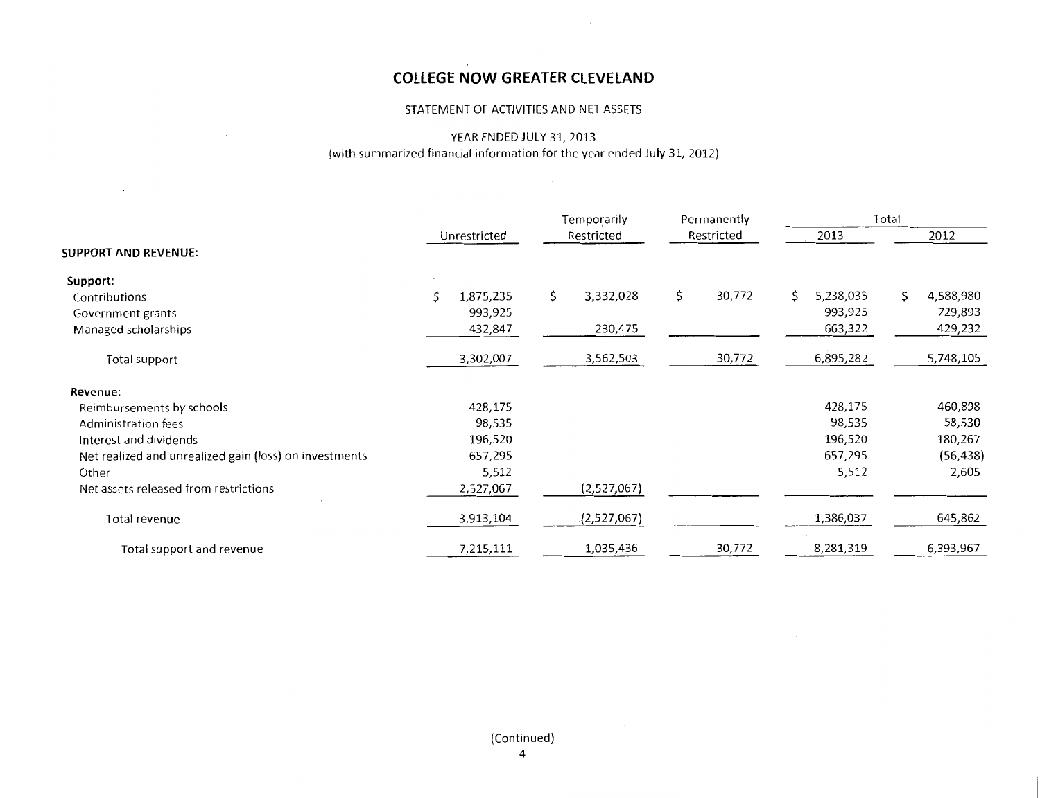# COLLEGE NOW GREATER CLEVELAND

STATEMENT OF ACTIVITIES AND NET ASSETS

YEAR ENDED JULY 31, 2013
(with summarized financial information for the year ended July 31, 2012)

| | Unrestricted | Temporarily Restricted | Permanently Restricted | Total | |
|---|---|---|---|---|---|
| | | | | 2013 | 2012 |
| **SUPPORT AND REVENUE:** | | | | | |
| **Support:** | | | | | |
| Contributions | $ 1,875,235 | $ 3,332,028 | $ 30,772 | $ 5,238,035 | $ 4,588,980 |
| Government grants | 993,925 | | | 993,925 | 729,893 |
| Managed scholarships | 432,847 | 230,475 | | 663,322 | 429,232 |
| Total support | 3,302,007 | 3,562,503 | 30,772 | 6,895,282 | 5,748,105 |
| **Revenue:** | | | | | |
| Reimbursements by schools | 428,175 | | | 428,175 | 460,898 |
| Administration fees | 98,535 | | | 98,535 | 58,530 |
| Interest and dividends | 196,520 | | | 196,520 | 180,267 |
| Net realized and unrealized gain (loss) on investments | 657,295 | | | 657,295 | (56,438) |
| Other | 5,512 | | | 5,512 | 2,605 |
| Net assets released from restrictions | 2,527,067 | (2,527,067) | | | |
| Total revenue | 3,913,104 | (2,527,067) | | 1,386,037 | 645,862 |
| Total support and revenue | 7,215,111 | 1,035,436 | 30,772 | 8,281,319 | 6,393,967 |

(Continued)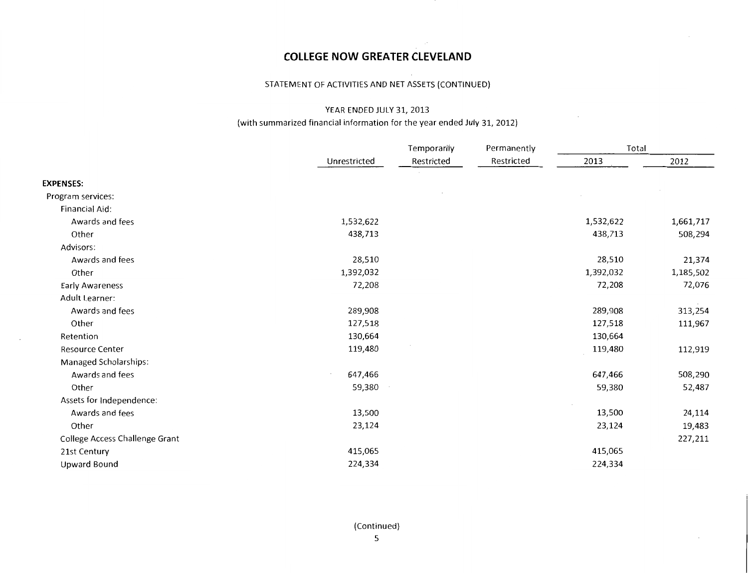# COLLEGE NOW GREATER CLEVELAND

STATEMENT OF ACTIVITIES AND NET ASSETS (CONTINUED)

YEAR ENDED JULY 31, 2013
(with summarized financial information for the year ended July 31, 2012)

| | Unrestricted | Temporarily Restricted | Permanently Restricted | Total 2013 | Total 2012 |
|---|---|---|---|---|---|
| **EXPENSES:** | | | | | |
| Program services: | | | | | |
| Financial Aid: | | | | | |
| Awards and fees | 1,532,622 | | | 1,532,622 | 1,661,717 |
| Other | 438,713 | | | 438,713 | 508,294 |
| Advisors: | | | | | |
| Awards and fees | 28,510 | | | 28,510 | 21,374 |
| Other | 1,392,032 | | | 1,392,032 | 1,185,502 |
| Early Awareness | 72,208 | | | 72,208 | 72,076 |
| Adult Learner: | | | | | |
| Awards and fees | 289,908 | | | 289,908 | 313,254 |
| Other | 127,518 | | | 127,518 | 111,967 |
| Retention | 130,664 | | | 130,664 | |
| Resource Center | 119,480 | | | 119,480 | 112,919 |
| Managed Scholarships: | | | | | |
| Awards and fees | 647,466 | | | 647,466 | 508,290 |
| Other | 59,380 | | | 59,380 | 52,487 |
| Assets for Independence: | | | | | |
| Awards and fees | 13,500 | | | 13,500 | 24,114 |
| Other | 23,124 | | | 23,124 | 19,483 |
| College Access Challenge Grant | | | | | 227,211 |
| 21st Century | 415,065 | | | 415,065 | |
| Upward Bound | 224,334 | | | 224,334 | |

(Continued)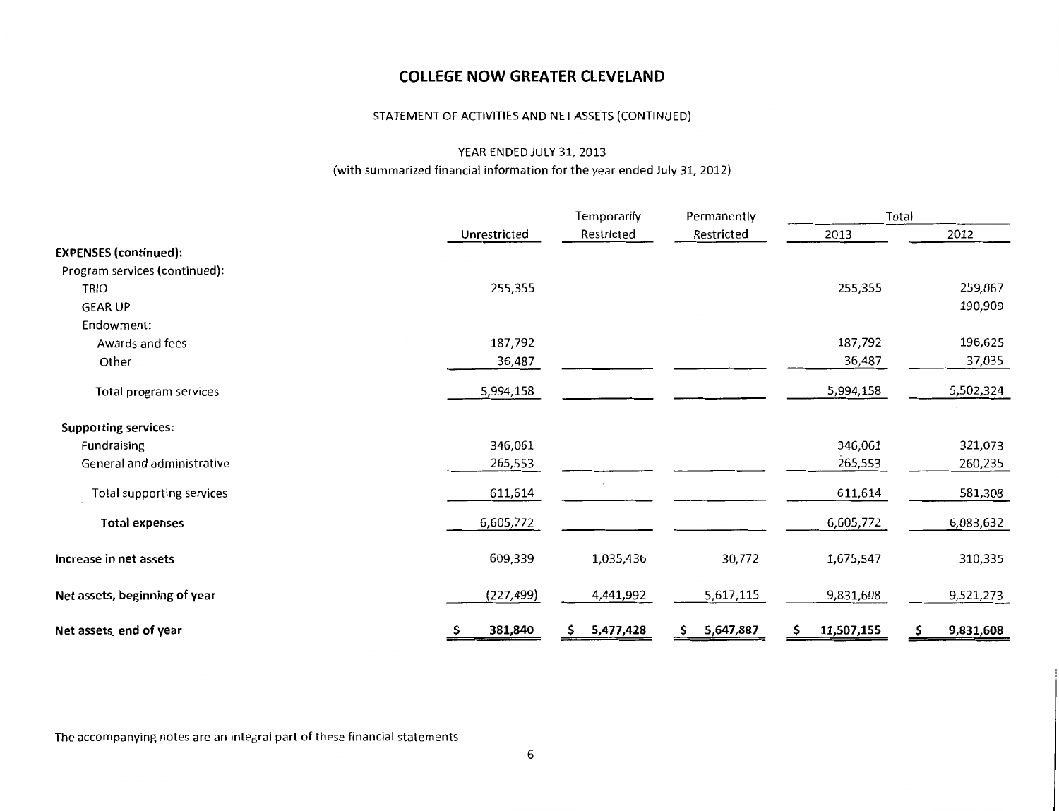# COLLEGE NOW GREATER CLEVELAND

STATEMENT OF ACTIVITIES AND NET ASSETS (CONTINUED)

YEAR ENDED JULY 31, 2013
(with summarized financial information for the year ended July 31, 2012)

| | Unrestricted | Temporarily Restricted | Permanently Restricted | Total 2013 | Total 2012 |
|---|---|---|---|---|---|
| **EXPENSES (continued):** | | | | | |
| Program services (continued): | | | | | |
| TRIO | 255,355 | | | 255,355 | 259,067 |
| GEAR UP | | | | | 190,909 |
| Endowment: | | | | | |
| Awards and fees | 187,792 | | | 187,792 | 196,625 |
| Other | 36,487 | | | 36,487 | 37,035 |
| Total program services | 5,994,158 | | | 5,994,158 | 5,502,324 |
| **Supporting services:** | | | | | |
| Fundraising | 346,061 | | | 346,061 | 321,073 |
| General and administrative | 265,553 | | | 265,553 | 260,235 |
| Total supporting services | 611,614 | | | 611,614 | 581,308 |
| **Total expenses** | 6,605,772 | | | 6,605,772 | 6,083,632 |
| **Increase in net assets** | 609,339 | 1,035,436 | 30,772 | 1,675,547 | 310,335 |
| **Net assets, beginning of year** | (227,499) | 4,441,992 | 5,617,115 | 9,831,608 | 9,521,273 |
| **Net assets, end of year** | **$ 381,840** | **$ 5,477,428** | **$ 5,647,887** | **$ 11,507,155** | **$ 9,831,608** |

The accompanying notes are an integral part of these financial statements.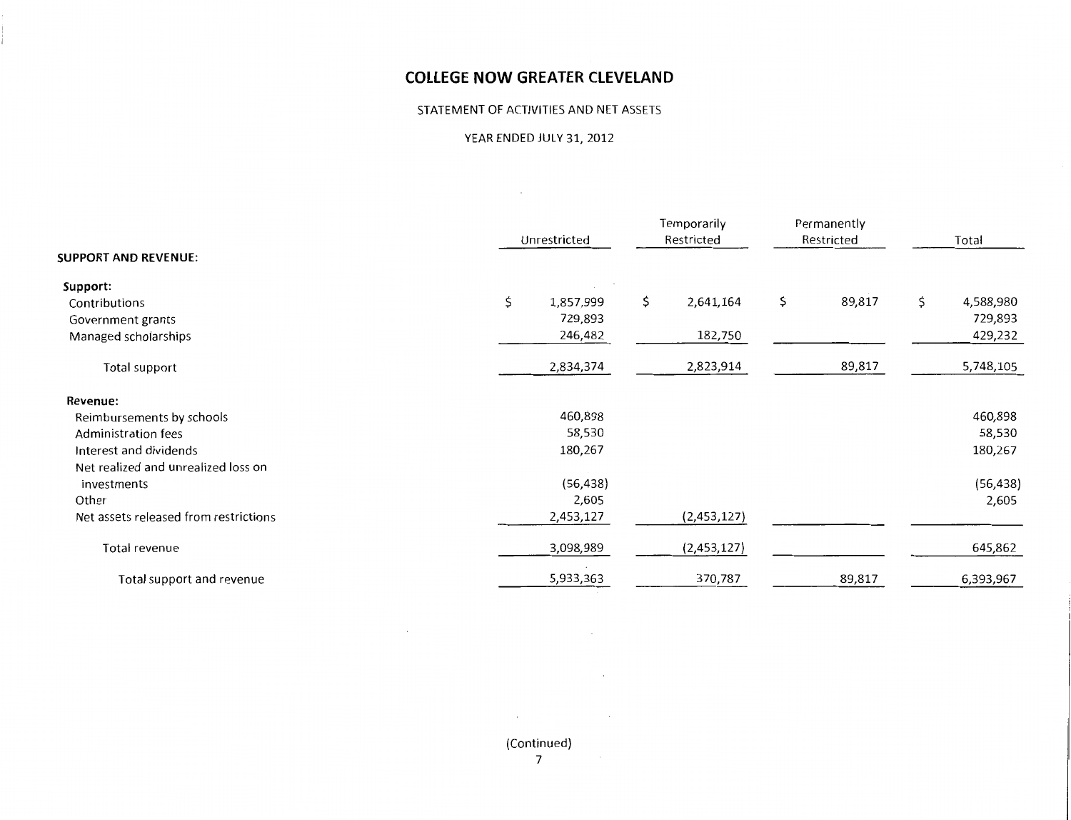# COLLEGE NOW GREATER CLEVELAND

STATEMENT OF ACTIVITIES AND NET ASSETS

YEAR ENDED JULY 31, 2012

| | Unrestricted | Temporarily Restricted | Permanently Restricted | Total |
|---|---|---|---|---|
| **SUPPORT AND REVENUE:** | | | | |
| **Support:** | | | | |
| Contributions | $ 1,857,999 | $ 2,641,164 | $ 89,817 | $ 4,588,980 |
| Government grants | 729,893 | | | 729,893 |
| Managed scholarships | 246,482 | 182,750 | | 429,232 |
| Total support | 2,834,374 | 2,823,914 | 89,817 | 5,748,105 |
| **Revenue:** | | | | |
| Reimbursements by schools | 460,898 | | | 460,898 |
| Administration fees | 58,530 | | | 58,530 |
| Interest and dividends | 180,267 | | | 180,267 |
| Net realized and unrealized loss on investments | (56,438) | | | (56,438) |
| Other | 2,605 | | | 2,605 |
| Net assets released from restrictions | 2,453,127 | (2,453,127) | | |
| Total revenue | 3,098,989 | (2,453,127) | | 645,862 |
| Total support and revenue | 5,933,363 | 370,787 | 89,817 | 6,393,967 |

(Continued)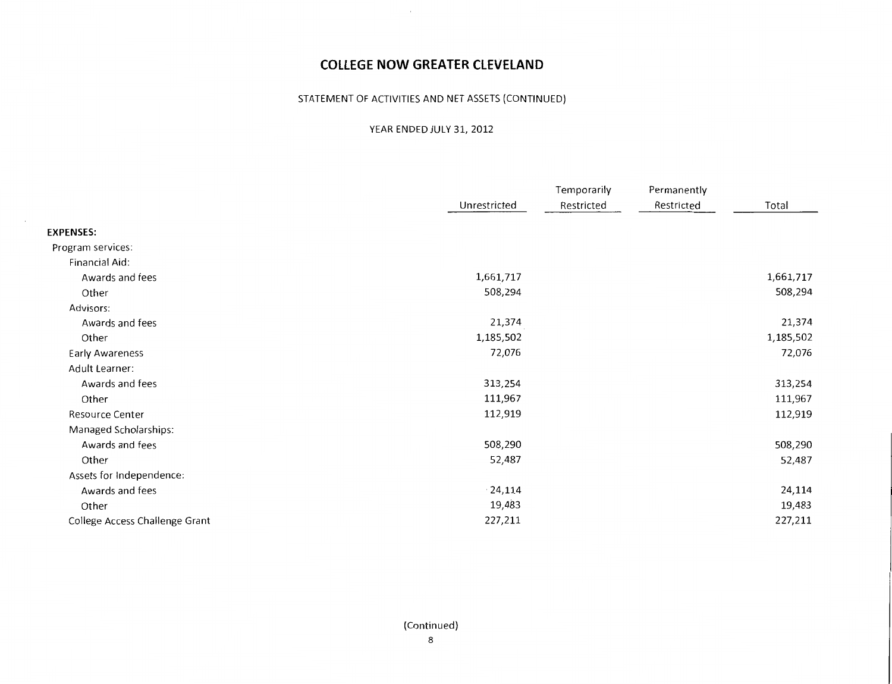# COLLEGE NOW GREATER CLEVELAND

STATEMENT OF ACTIVITIES AND NET ASSETS (CONTINUED)

YEAR ENDED JULY 31, 2012

| | Unrestricted | Temporarily Restricted | Permanently Restricted | Total |
|---|---|---|---|---|
| **EXPENSES:** | | | | |
| Program services: | | | | |
| Financial Aid: | | | | |
| Awards and fees | 1,661,717 | | | 1,661,717 |
| Other | 508,294 | | | 508,294 |
| Advisors: | | | | |
| Awards and fees | 21,374 | | | 21,374 |
| Other | 1,185,502 | | | 1,185,502 |
| Early Awareness | 72,076 | | | 72,076 |
| Adult Learner: | | | | |
| Awards and fees | 313,254 | | | 313,254 |
| Other | 111,967 | | | 111,967 |
| Resource Center | 112,919 | | | 112,919 |
| Managed Scholarships: | | | | |
| Awards and fees | 508,290 | | | 508,290 |
| Other | 52,487 | | | 52,487 |
| Assets for Independence: | | | | |
| Awards and fees | 24,114 | | | 24,114 |
| Other | 19,483 | | | 19,483 |
| College Access Challenge Grant | 227,211 | | | 227,211 |

(Continued)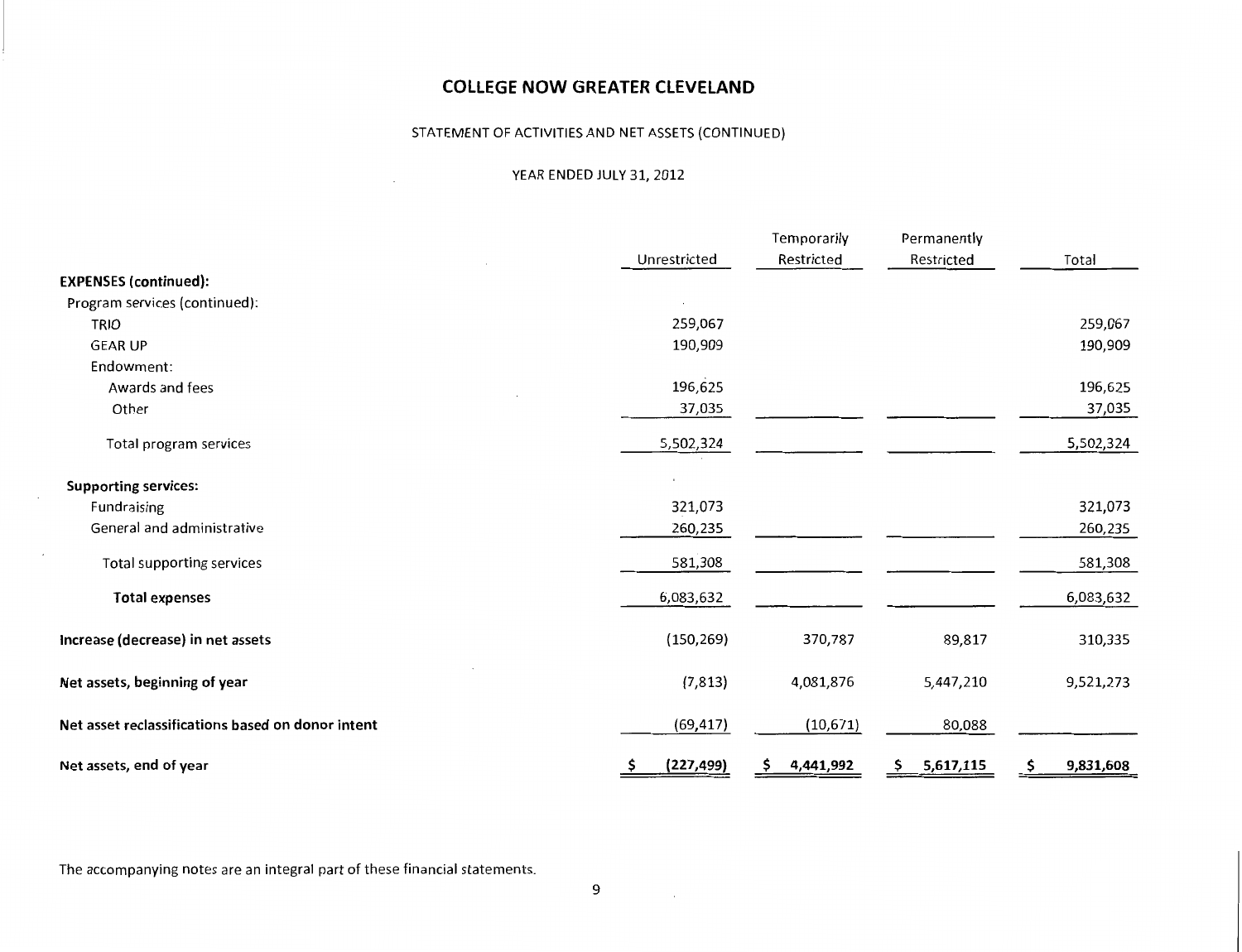# COLLEGE NOW GREATER CLEVELAND

STATEMENT OF ACTIVITIES AND NET ASSETS (CONTINUED)

YEAR ENDED JULY 31, 2012

| | Unrestricted | Temporarily Restricted | Permanently Restricted | Total |
|---|---|---|---|---|
| **EXPENSES (continued):** | | | | |
| Program services (continued): | | | | |
| TRIO | 259,067 | | | 259,067 |
| GEAR UP | 190,909 | | | 190,909 |
| Endowment: | | | | |
| Awards and fees | 196,625 | | | 196,625 |
| Other | 37,035 | | | 37,035 |
| Total program services | 5,502,324 | | | 5,502,324 |
| **Supporting services:** | | | | |
| Fundraising | 321,073 | | | 321,073 |
| General and administrative | 260,235 | | | 260,235 |
| Total supporting services | 581,308 | | | 581,308 |
| **Total expenses** | 6,083,632 | | | 6,083,632 |
| **Increase (decrease) in net assets** | (150,269) | 370,787 | 89,817 | 310,335 |
| **Net assets, beginning of year** | (7,813) | 4,081,876 | 5,447,210 | 9,521,273 |
| **Net asset reclassifications based on donor intent** | (69,417) | (10,671) | 80,088 | |
| **Net assets, end of year** | $ (227,499) | $ 4,441,992 | $ 5,617,115 | $ 9,831,608 |

The accompanying notes are an integral part of these financial statements.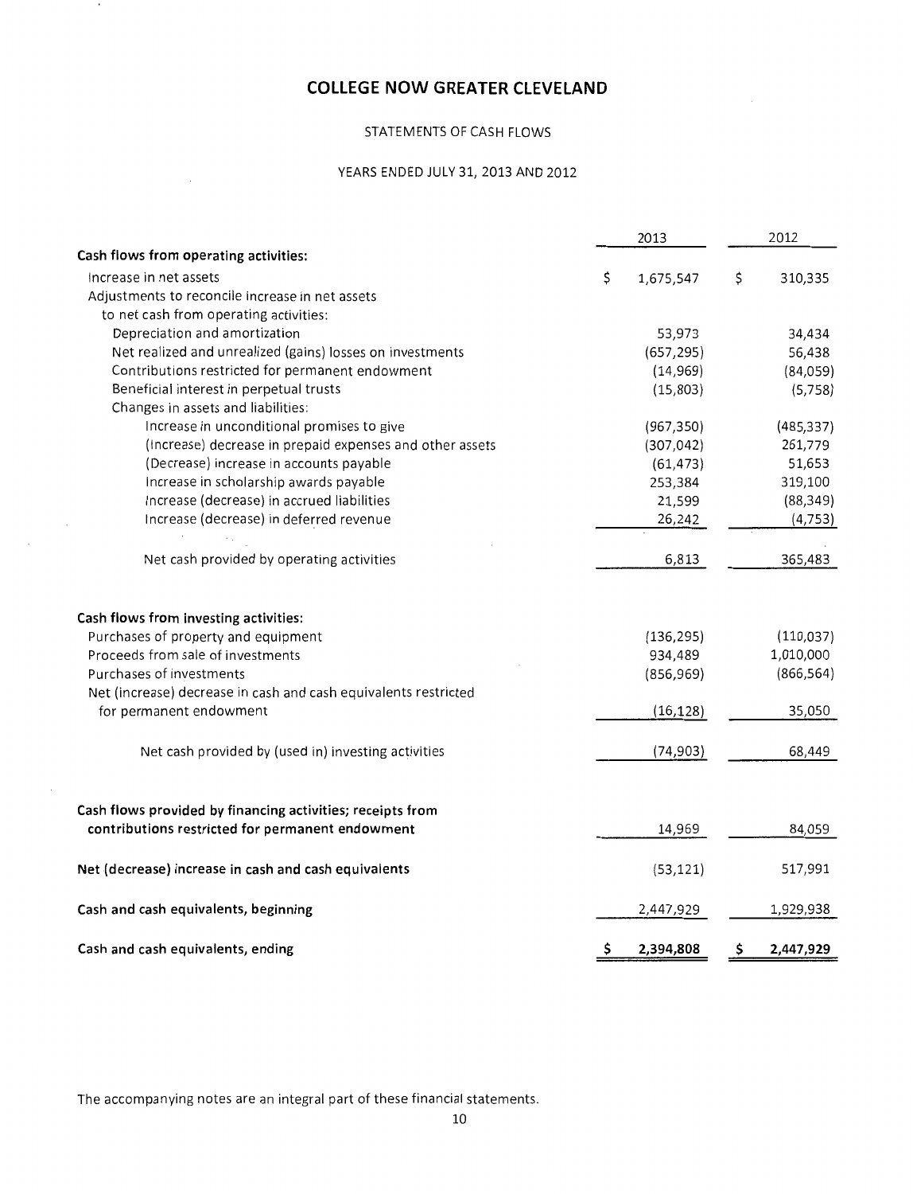# COLLEGE NOW GREATER CLEVELAND

STATEMENTS OF CASH FLOWS

YEARS ENDED JULY 31, 2013 AND 2012

| | 2013 | 2012 |
|---|---|---|
| **Cash flows from operating activities:** | | |
| Increase in net assets | $ 1,675,547 | $ 310,335 |
| Adjustments to reconcile increase in net assets to net cash from operating activities: | | |
| Depreciation and amortization | 53,973 | 34,434 |
| Net realized and unrealized (gains) losses on investments | (657,295) | 56,438 |
| Contributions restricted for permanent endowment | (14,969) | (84,059) |
| Beneficial interest in perpetual trusts | (15,803) | (5,758) |
| Changes in assets and liabilities: | | |
| Increase in unconditional promises to give | (967,350) | (485,337) |
| (Increase) decrease in prepaid expenses and other assets | (307,042) | 261,779 |
| (Decrease) increase in accounts payable | (61,473) | 51,653 |
| Increase in scholarship awards payable | 253,384 | 319,100 |
| Increase (decrease) in accrued liabilities | 21,599 | (88,349) |
| Increase (decrease) in deferred revenue | 26,242 | (4,753) |
| Net cash provided by operating activities | 6,813 | 365,483 |
| **Cash flows from investing activities:** | | |
| Purchases of property and equipment | (136,295) | (110,037) |
| Proceeds from sale of investments | 934,489 | 1,010,000 |
| Purchases of investments | (856,969) | (866,564) |
| Net (increase) decrease in cash and cash equivalents restricted for permanent endowment | (16,128) | 35,050 |
| Net cash provided by (used in) investing activities | (74,903) | 68,449 |
| **Cash flows provided by financing activities; receipts from contributions restricted for permanent endowment** | 14,969 | 84,059 |
| **Net (decrease) increase in cash and cash equivalents** | (53,121) | 517,991 |
| **Cash and cash equivalents, beginning** | 2,447,929 | 1,929,938 |
| **Cash and cash equivalents, ending** | $ 2,394,808 | $ 2,447,929 |

The accompanying notes are an integral part of these financial statements.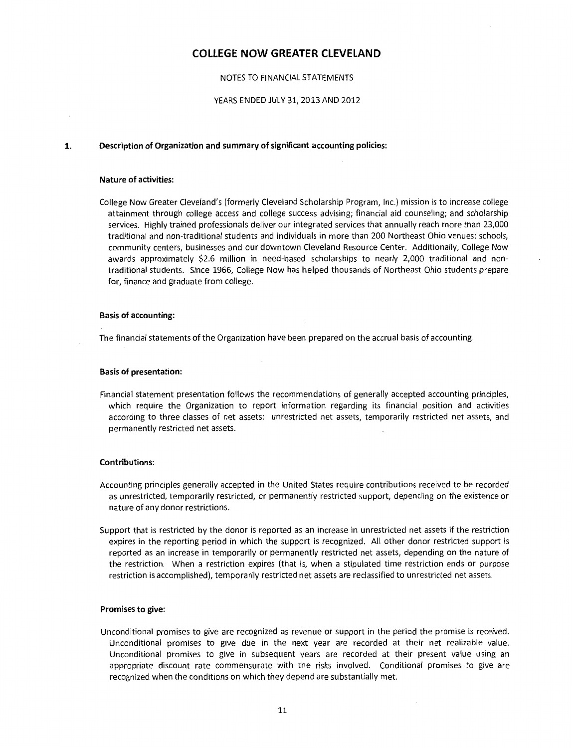# COLLEGE NOW GREATER CLEVELAND

NOTES TO FINANCIAL STATEMENTS

YEARS ENDED JULY 31, 2013 AND 2012

## 1. Description of Organization and summary of significant accounting policies:

### Nature of activities:

College Now Greater Cleveland's (formerly Cleveland Scholarship Program, Inc.) mission is to increase college attainment through college access and college success advising; financial aid counseling; and scholarship services. Highly trained professionals deliver our integrated services that annually reach more than 23,000 traditional and non-traditional students and individuals in more than 200 Northeast Ohio venues: schools, community centers, businesses and our downtown Cleveland Resource Center. Additionally, College Now awards approximately $2.6 million in need-based scholarships to nearly 2,000 traditional and non-traditional students. Since 1966, College Now has helped thousands of Northeast Ohio students prepare for, finance and graduate from college.

### Basis of accounting:

The financial statements of the Organization have been prepared on the accrual basis of accounting.

### Basis of presentation:

Financial statement presentation follows the recommendations of generally accepted accounting principles, which require the Organization to report information regarding its financial position and activities according to three classes of net assets: unrestricted net assets, temporarily restricted net assets, and permanently restricted net assets.

### Contributions:

Accounting principles generally accepted in the United States require contributions received to be recorded as unrestricted, temporarily restricted, or permanently restricted support, depending on the existence or nature of any donor restrictions.

Support that is restricted by the donor is reported as an increase in unrestricted net assets if the restriction expires in the reporting period in which the support is recognized. All other donor restricted support is reported as an increase in temporarily or permanently restricted net assets, depending on the nature of the restriction. When a restriction expires (that is, when a stipulated time restriction ends or purpose restriction is accomplished), temporarily restricted net assets are reclassified to unrestricted net assets.

### Promises to give:

Unconditional promises to give are recognized as revenue or support in the period the promise is received. Unconditional promises to give due in the next year are recorded at their net realizable value. Unconditional promises to give in subsequent years are recorded at their present value using an appropriate discount rate commensurate with the risks involved. Conditional promises to give are recognized when the conditions on which they depend are substantially met.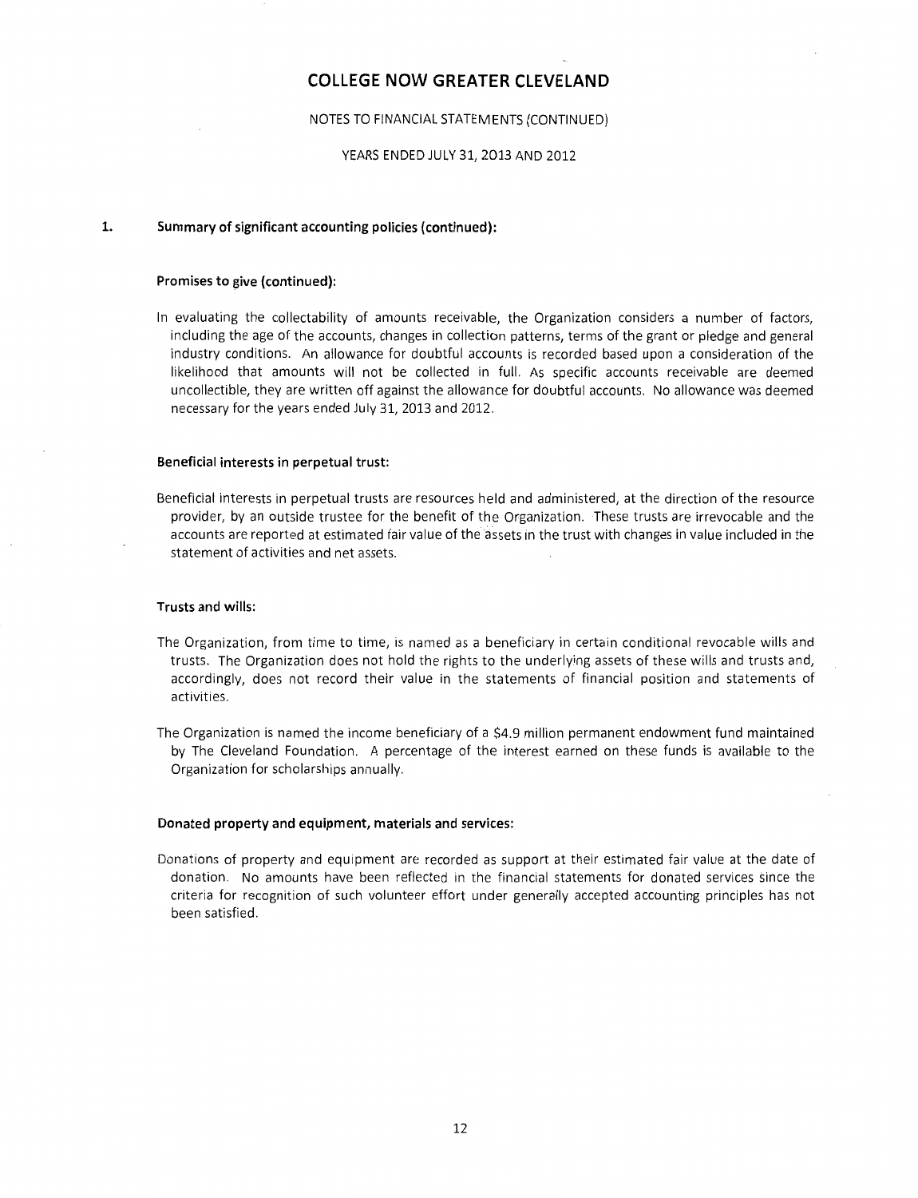# COLLEGE NOW GREATER CLEVELAND

NOTES TO FINANCIAL STATEMENTS (CONTINUED)

YEARS ENDED JULY 31, 2013 AND 2012

## 1. Summary of significant accounting policies (continued):

### Promises to give (continued):

In evaluating the collectability of amounts receivable, the Organization considers a number of factors, including the age of the accounts, changes in collection patterns, terms of the grant or pledge and general industry conditions. An allowance for doubtful accounts is recorded based upon a consideration of the likelihood that amounts will not be collected in full. As specific accounts receivable are deemed uncollectible, they are written off against the allowance for doubtful accounts. No allowance was deemed necessary for the years ended July 31, 2013 and 2012.

### Beneficial interests in perpetual trust:

Beneficial interests in perpetual trusts are resources held and administered, at the direction of the resource provider, by an outside trustee for the benefit of the Organization. These trusts are irrevocable and the accounts are reported at estimated fair value of the assets in the trust with changes in value included in the statement of activities and net assets.

### Trusts and wills:

The Organization, from time to time, is named as a beneficiary in certain conditional revocable wills and trusts. The Organization does not hold the rights to the underlying assets of these wills and trusts and, accordingly, does not record their value in the statements of financial position and statements of activities.

The Organization is named the income beneficiary of a $4.9 million permanent endowment fund maintained by The Cleveland Foundation. A percentage of the interest earned on these funds is available to the Organization for scholarships annually.

### Donated property and equipment, materials and services:

Donations of property and equipment are recorded as support at their estimated fair value at the date of donation. No amounts have been reflected in the financial statements for donated services since the criteria for recognition of such volunteer effort under generally accepted accounting principles has not been satisfied.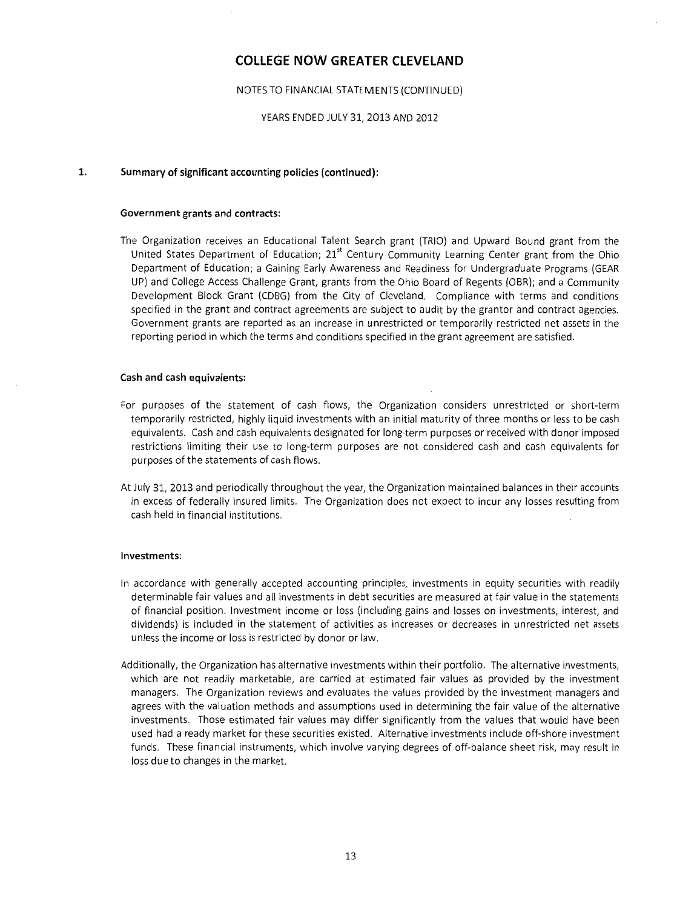# COLLEGE NOW GREATER CLEVELAND

NOTES TO FINANCIAL STATEMENTS (CONTINUED)

YEARS ENDED JULY 31, 2013 AND 2012

## 1. Summary of significant accounting policies (continued):

### Government grants and contracts:

The Organization receives an Educational Talent Search grant (TRIO) and Upward Bound grant from the United States Department of Education; 21st Century Community Learning Center grant from the Ohio Department of Education; a Gaining Early Awareness and Readiness for Undergraduate Programs (GEAR UP) and College Access Challenge Grant, grants from the Ohio Board of Regents (OBR); and a Community Development Block Grant (CDBG) from the City of Cleveland. Compliance with terms and conditions specified in the grant and contract agreements are subject to audit by the grantor and contract agencies. Government grants are reported as an increase in unrestricted or temporarily restricted net assets in the reporting period in which the terms and conditions specified in the grant agreement are satisfied.

### Cash and cash equivalents:

For purposes of the statement of cash flows, the Organization considers unrestricted or short-term temporarily restricted, highly liquid investments with an initial maturity of three months or less to be cash equivalents. Cash and cash equivalents designated for long-term purposes or received with donor imposed restrictions limiting their use to long-term purposes are not considered cash and cash equivalents for purposes of the statements of cash flows.

At July 31, 2013 and periodically throughout the year, the Organization maintained balances in their accounts in excess of federally insured limits. The Organization does not expect to incur any losses resulting from cash held in financial institutions.

### Investments:

In accordance with generally accepted accounting principles, investments in equity securities with readily determinable fair values and all investments in debt securities are measured at fair value in the statements of financial position. Investment income or loss (including gains and losses on investments, interest, and dividends) is included in the statement of activities as increases or decreases in unrestricted net assets unless the income or loss is restricted by donor or law.

Additionally, the Organization has alternative investments within their portfolio. The alternative investments, which are not readily marketable, are carried at estimated fair values as provided by the investment managers. The Organization reviews and evaluates the values provided by the investment managers and agrees with the valuation methods and assumptions used in determining the fair value of the alternative investments. Those estimated fair values may differ significantly from the values that would have been used had a ready market for these securities existed. Alternative investments include off-shore investment funds. These financial instruments, which involve varying degrees of off-balance sheet risk, may result in loss due to changes in the market.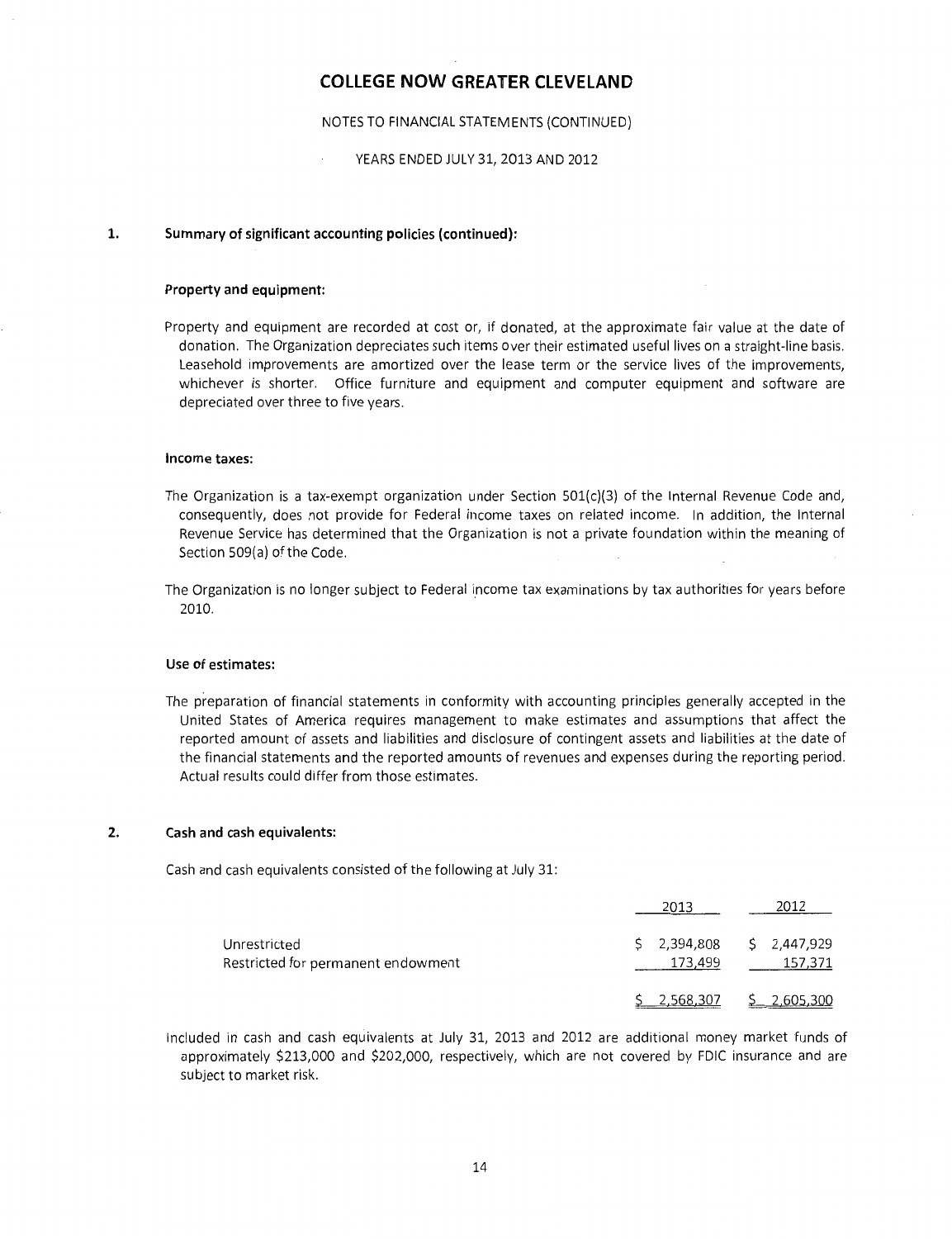# COLLEGE NOW GREATER CLEVELAND

NOTES TO FINANCIAL STATEMENTS (CONTINUED)

YEARS ENDED JULY 31, 2013 AND 2012

## 1. Summary of significant accounting policies (continued):

### Property and equipment:

Property and equipment are recorded at cost or, if donated, at the approximate fair value at the date of donation. The Organization depreciates such items over their estimated useful lives on a straight-line basis. Leasehold improvements are amortized over the lease term or the service lives of the improvements, whichever is shorter. Office furniture and equipment and computer equipment and software are depreciated over three to five years.

### Income taxes:

The Organization is a tax-exempt organization under Section 501(c)(3) of the Internal Revenue Code and, consequently, does not provide for Federal income taxes on related income. In addition, the Internal Revenue Service has determined that the Organization is not a private foundation within the meaning of Section 509(a) of the Code.

The Organization is no longer subject to Federal income tax examinations by tax authorities for years before 2010.

### Use of estimates:

The preparation of financial statements in conformity with accounting principles generally accepted in the United States of America requires management to make estimates and assumptions that affect the reported amount of assets and liabilities and disclosure of contingent assets and liabilities at the date of the financial statements and the reported amounts of revenues and expenses during the reporting period. Actual results could differ from those estimates.

## 2. Cash and cash equivalents:

Cash and cash equivalents consisted of the following at July 31:

| | 2013 | 2012 |
|---|---|---|
| Unrestricted | $ 2,394,808 | $ 2,447,929 |
| Restricted for permanent endowment | 173,499 | 157,371 |
| | $ 2,568,307 | $ 2,605,300 |

Included in cash and cash equivalents at July 31, 2013 and 2012 are additional money market funds of approximately $213,000 and $202,000, respectively, which are not covered by FDIC insurance and are subject to market risk.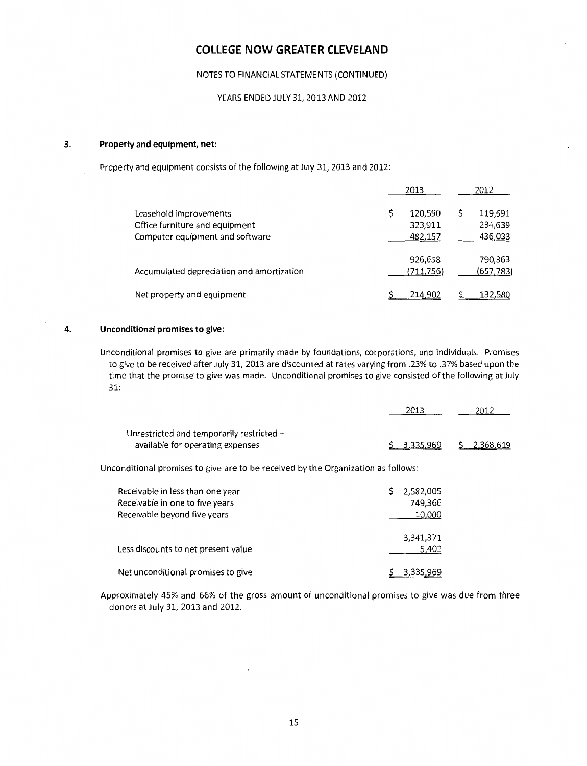# COLLEGE NOW GREATER CLEVELAND

NOTES TO FINANCIAL STATEMENTS (CONTINUED)

YEARS ENDED JULY 31, 2013 AND 2012

## 3. Property and equipment, net:

Property and equipment consists of the following at July 31, 2013 and 2012:

| | 2013 | 2012 |
|---|---|---|
| Leasehold improvements | $ 120,590 | $ 119,691 |
| Office furniture and equipment | 323,911 | 234,639 |
| Computer equipment and software | 482,157 | 436,033 |
| | 926,658 | 790,363 |
| Accumulated depreciation and amortization | (711,756) | (657,783) |
| Net property and equipment | $ 214,902 | $ 132,580 |

## 4. Unconditional promises to give:

Unconditional promises to give are primarily made by foundations, corporations, and individuals. Promises to give to be received after July 31, 2013 are discounted at rates varying from .23% to .37% based upon the time that the promise to give was made. Unconditional promises to give consisted of the following at July 31:

| | 2013 | 2012 |
|---|---|---|
| Unrestricted and temporarily restricted – available for operating expenses | $ 3,335,969 | $ 2,368,619 |

Unconditional promises to give are to be received by the Organization as follows:

| | |
|---|---|
| Receivable in less than one year | $ 2,582,005 |
| Receivable in one to five years | 749,366 |
| Receivable beyond five years | 10,000 |
| | 3,341,371 |
| Less discounts to net present value | 5,402 |
| Net unconditional promises to give | $ 3,335,969 |

Approximately 45% and 66% of the gross amount of unconditional promises to give was due from three donors at July 31, 2013 and 2012.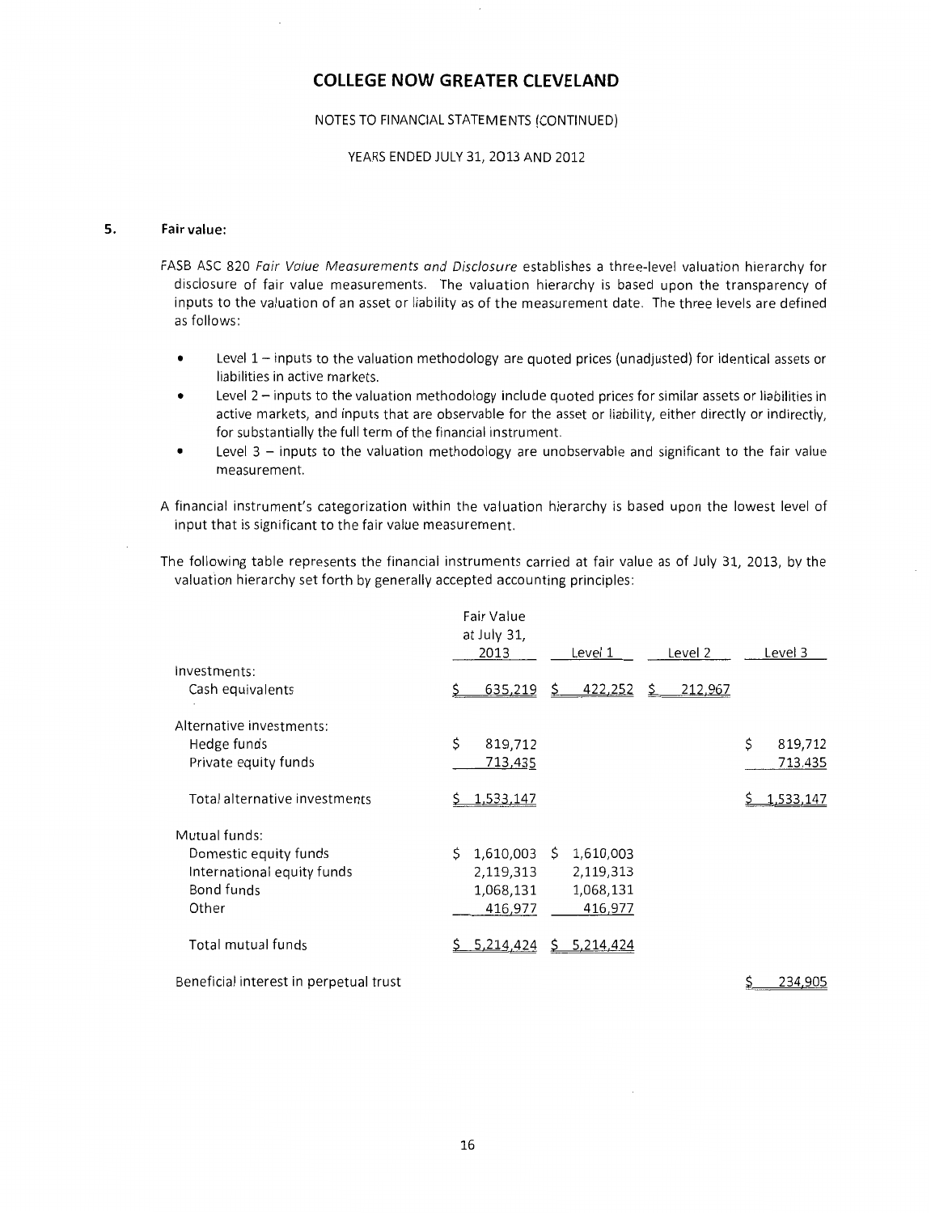# COLLEGE NOW GREATER CLEVELAND

NOTES TO FINANCIAL STATEMENTS (CONTINUED)

YEARS ENDED JULY 31, 2013 AND 2012

## 5. Fair value:

FASB ASC 820 *Fair Value Measurements and Disclosure* establishes a three-level valuation hierarchy for disclosure of fair value measurements. The valuation hierarchy is based upon the transparency of inputs to the valuation of an asset or liability as of the measurement date. The three levels are defined as follows:

- Level 1 – inputs to the valuation methodology are quoted prices (unadjusted) for identical assets or liabilities in active markets.
- Level 2 – inputs to the valuation methodology include quoted prices for similar assets or liabilities in active markets, and inputs that are observable for the asset or liability, either directly or indirectly, for substantially the full term of the financial instrument.
- Level 3 – inputs to the valuation methodology are unobservable and significant to the fair value measurement.

A financial instrument's categorization within the valuation hierarchy is based upon the lowest level of input that is significant to the fair value measurement.

The following table represents the financial instruments carried at fair value as of July 31, 2013, by the valuation hierarchy set forth by generally accepted accounting principles:

| | Fair Value at July 31, 2013 | Level 1 | Level 2 | Level 3 |
|---|---|---|---|---|
| Investments: | | | | |
| Cash equivalents | $ 635,219 | $ 422,252 | $ 212,967 | |
| Alternative investments: | | | | |
| Hedge funds | $ 819,712 | | | $ 819,712 |
| Private equity funds | 713,435 | | | 713,435 |
| Total alternative investments | $ 1,533,147 | | | $ 1,533,147 |
| Mutual funds: | | | | |
| Domestic equity funds | $ 1,610,003 | $ 1,610,003 | | |
| International equity funds | 2,119,313 | 2,119,313 | | |
| Bond funds | 1,068,131 | 1,068,131 | | |
| Other | 416,977 | 416,977 | | |
| Total mutual funds | $ 5,214,424 | $ 5,214,424 | | |
| Beneficial interest in perpetual trust | | | | $ 234,905 |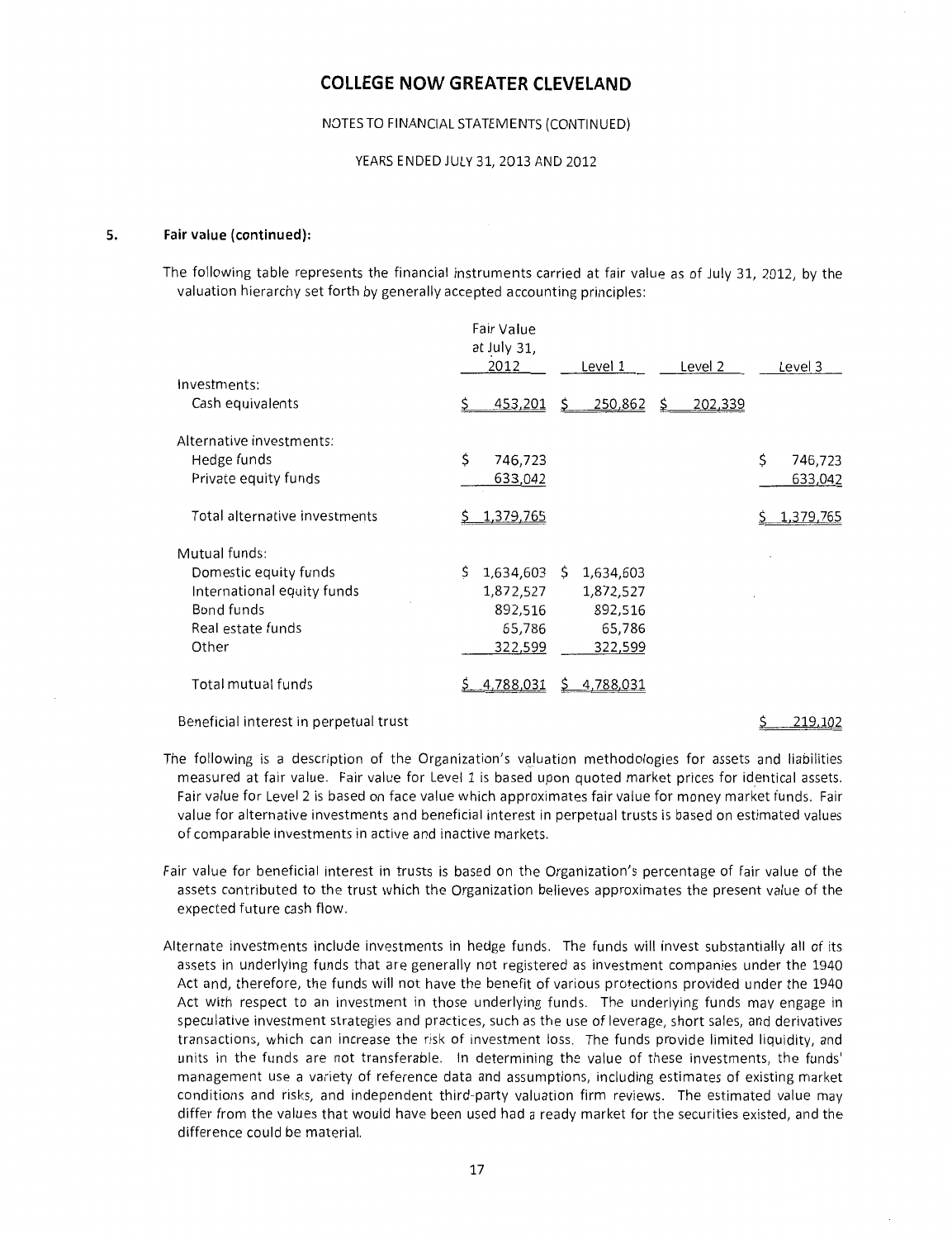## COLLEGE NOW GREATER CLEVELAND

NOTES TO FINANCIAL STATEMENTS (CONTINUED)

YEARS ENDED JULY 31, 2013 AND 2012

### 5. Fair value (continued):

The following table represents the financial instruments carried at fair value as of July 31, 2012, by the valuation hierarchy set forth by generally accepted accounting principles:

| | Fair Value at July 31, 2012 | Level 1 | Level 2 | Level 3 |
|---|---|---|---|---|
| Investments: | | | | |
| Cash equivalents | $ 453,201 | $ 250,862 | $ 202,339 | |
| Alternative investments: | | | | |
| Hedge funds | $ 746,723 | | | $ 746,723 |
| Private equity funds | 633,042 | | | 633,042 |
| Total alternative investments | $ 1,379,765 | | | $ 1,379,765 |
| Mutual funds: | | | | |
| Domestic equity funds | $ 1,634,603 | $ 1,634,603 | | |
| International equity funds | 1,872,527 | 1,872,527 | | |
| Bond funds | 892,516 | 892,516 | | |
| Real estate funds | 65,786 | 65,786 | | |
| Other | 322,599 | 322,599 | | |
| Total mutual funds | $ 4,788,031 | $ 4,788,031 | | |
| Beneficial interest in perpetual trust | | | | $ 219,102 |

The following is a description of the Organization's valuation methodologies for assets and liabilities measured at fair value. Fair value for Level 1 is based upon quoted market prices for identical assets. Fair value for Level 2 is based on face value which approximates fair value for money market funds. Fair value for alternative investments and beneficial interest in perpetual trusts is based on estimated values of comparable investments in active and inactive markets.

Fair value for beneficial interest in trusts is based on the Organization's percentage of fair value of the assets contributed to the trust which the Organization believes approximates the present value of the expected future cash flow.

Alternate investments include investments in hedge funds. The funds will invest substantially all of its assets in underlying funds that are generally not registered as investment companies under the 1940 Act and, therefore, the funds will not have the benefit of various protections provided under the 1940 Act with respect to an investment in those underlying funds. The underlying funds may engage in speculative investment strategies and practices, such as the use of leverage, short sales, and derivatives transactions, which can increase the risk of investment loss. The funds provide limited liquidity, and units in the funds are not transferable. In determining the value of these investments, the funds' management use a variety of reference data and assumptions, including estimates of existing market conditions and risks, and independent third-party valuation firm reviews. The estimated value may differ from the values that would have been used had a ready market for the securities existed, and the difference could be material.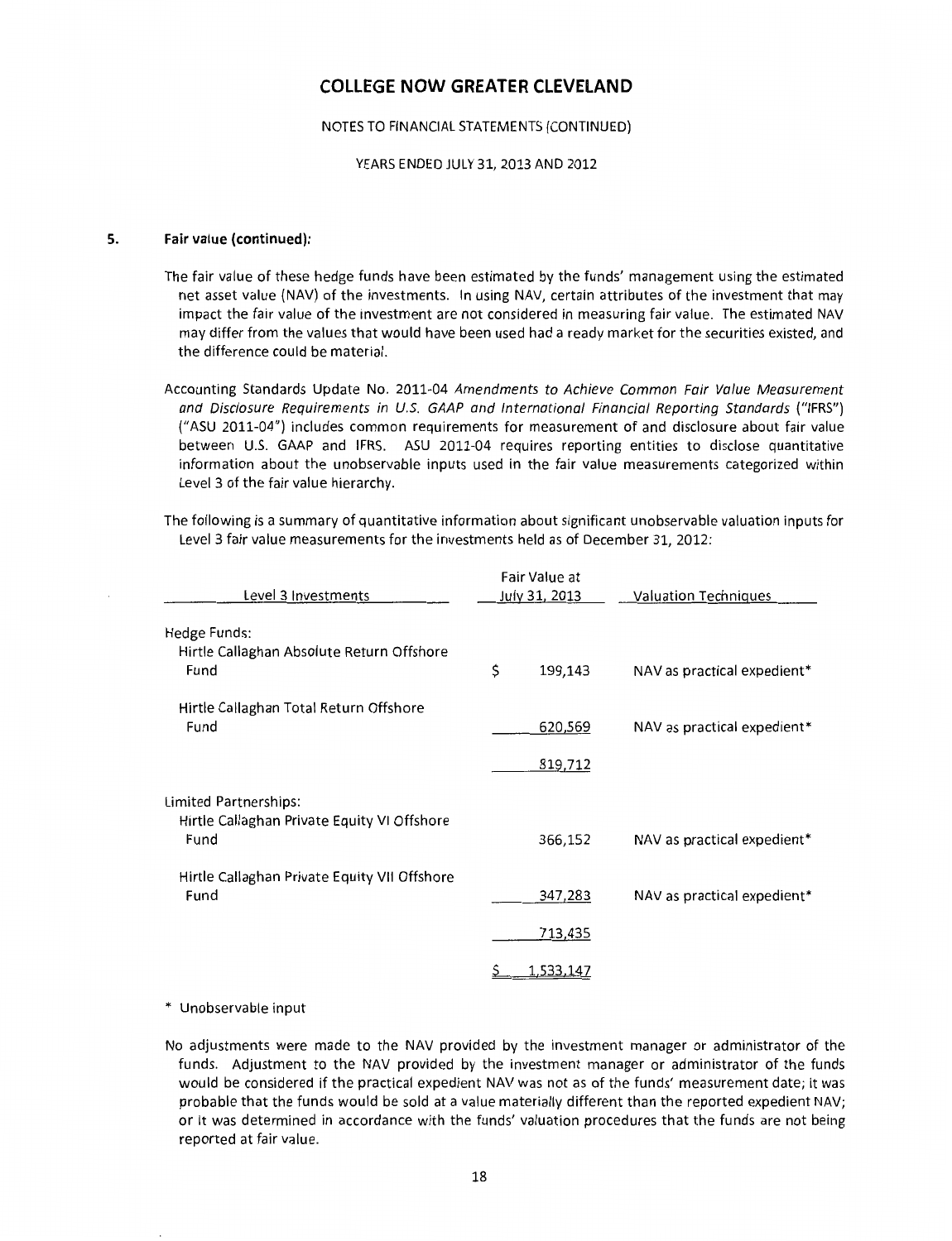# COLLEGE NOW GREATER CLEVELAND

NOTES TO FINANCIAL STATEMENTS (CONTINUED)

YEARS ENDED JULY 31, 2013 AND 2012

## 5. Fair value (continued):

The fair value of these hedge funds have been estimated by the funds' management using the estimated net asset value (NAV) of the investments. In using NAV, certain attributes of the investment that may impact the fair value of the investment are not considered in measuring fair value. The estimated NAV may differ from the values that would have been used had a ready market for the securities existed, and the difference could be material.

Accounting Standards Update No. 2011-04 *Amendments to Achieve Common Fair Value Measurement and Disclosure Requirements in U.S. GAAP and International Financial Reporting Standards* ("IFRS") ("ASU 2011-04") includes common requirements for measurement of and disclosure about fair value between U.S. GAAP and IFRS. ASU 2011-04 requires reporting entities to disclose quantitative information about the unobservable inputs used in the fair value measurements categorized within Level 3 of the fair value hierarchy.

The following is a summary of quantitative information about significant unobservable valuation inputs for Level 3 fair value measurements for the investments held as of December 31, 2012:

| Level 3 Investments | Fair Value at July 31, 2013 | Valuation Techniques |
|---|---|---|
| Hedge Funds: | | |
| Hirtle Callaghan Absolute Return Offshore Fund | $ 199,143 | NAV as practical expedient* |
| Hirtle Callaghan Total Return Offshore Fund | 620,569 | NAV as practical expedient* |
| | 819,712 | |
| Limited Partnerships: | | |
| Hirtle Callaghan Private Equity VI Offshore Fund | 366,152 | NAV as practical expedient* |
| Hirtle Callaghan Private Equity VII Offshore Fund | 347,283 | NAV as practical expedient* |
| | 713,435 | |
| | $ 1,533,147 | |

\* Unobservable input

No adjustments were made to the NAV provided by the investment manager or administrator of the funds. Adjustment to the NAV provided by the investment manager or administrator of the funds would be considered if the practical expedient NAV was not as of the funds' measurement date; it was probable that the funds would be sold at a value materially different than the reported expedient NAV; or it was determined in accordance with the funds' valuation procedures that the funds are not being reported at fair value.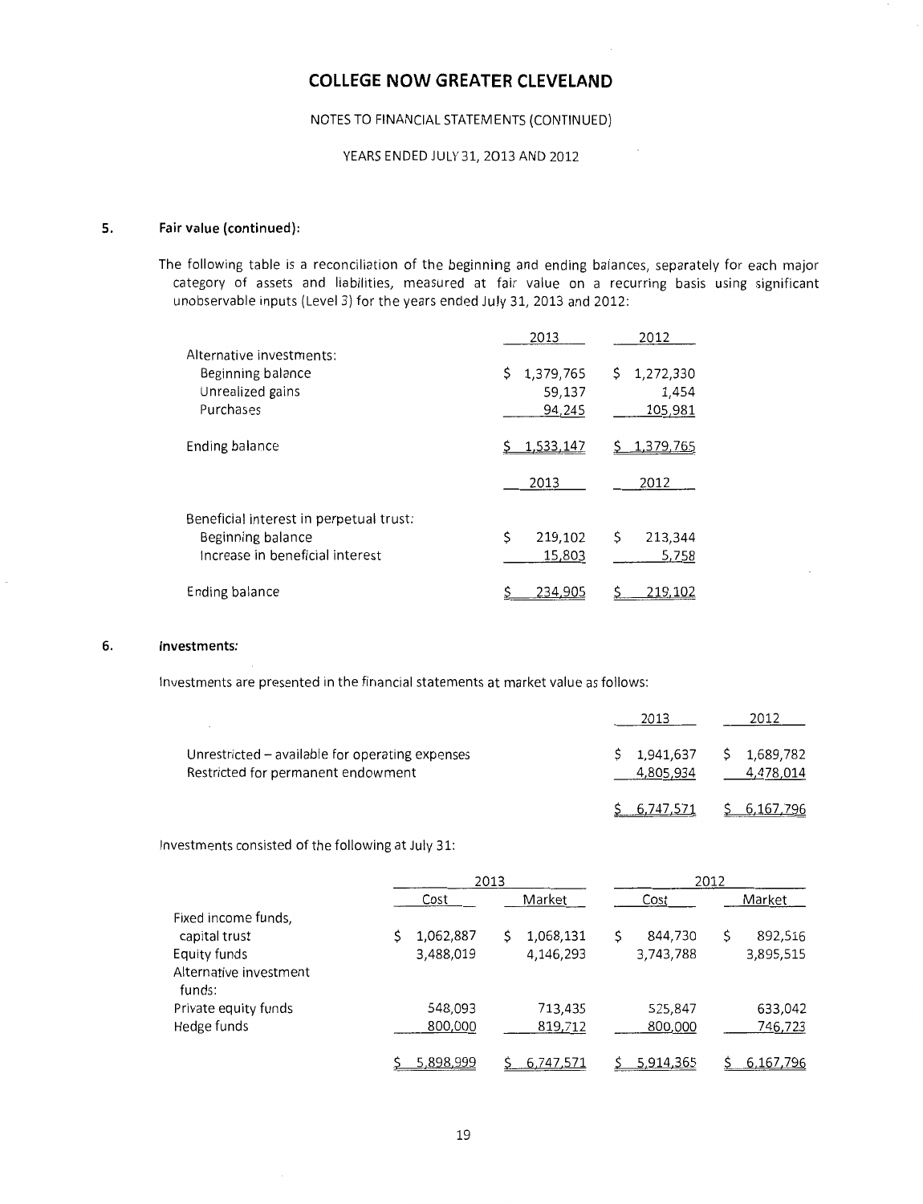# COLLEGE NOW GREATER CLEVELAND

NOTES TO FINANCIAL STATEMENTS (CONTINUED)

YEARS ENDED JULY 31, 2013 AND 2012

## 5. Fair value (continued):

The following table is a reconciliation of the beginning and ending balances, separately for each major category of assets and liabilities, measured at fair value on a recurring basis using significant unobservable inputs (Level 3) for the years ended July 31, 2013 and 2012:

| | 2013 | 2012 |
|---|---|---|
| Alternative investments: | | |
| Beginning balance | $ 1,379,765 | $ 1,272,330 |
| Unrealized gains | 59,137 | 1,454 |
| Purchases | 94,245 | 105,981 |
| Ending balance | $ 1,533,147 | $ 1,379,765 |

| | 2013 | 2012 |
|---|---|---|
| Beneficial interest in perpetual trust: | | |
| Beginning balance | $ 219,102 | $ 213,344 |
| Increase in beneficial interest | 15,803 | 5,758 |
| Ending balance | $ 234,905 | $ 219,102 |

## 6. Investments:

Investments are presented in the financial statements at market value as follows:

| | 2013 | 2012 |
|---|---|---|
| Unrestricted – available for operating expenses | $ 1,941,637 | $ 1,689,782 |
| Restricted for permanent endowment | 4,805,934 | 4,478,014 |
| | $ 6,747,571 | $ 6,167,796 |

Investments consisted of the following at July 31:

| | 2013 | | 2012 | |
|---|---|---|---|---|
| | Cost | Market | Cost | Market |
| Fixed income funds, capital trust | $ 1,062,887 | $ 1,068,131 | $ 844,730 | $ 892,516 |
| Equity funds | 3,488,019 | 4,146,293 | 3,743,788 | 3,895,515 |
| Alternative investment funds: | | | | |
| Private equity funds | 548,093 | 713,435 | 525,847 | 633,042 |
| Hedge funds | 800,000 | 819,712 | 800,000 | 746,723 |
| | $ 5,898,999 | $ 6,747,571 | $ 5,914,365 | $ 6,167,796 |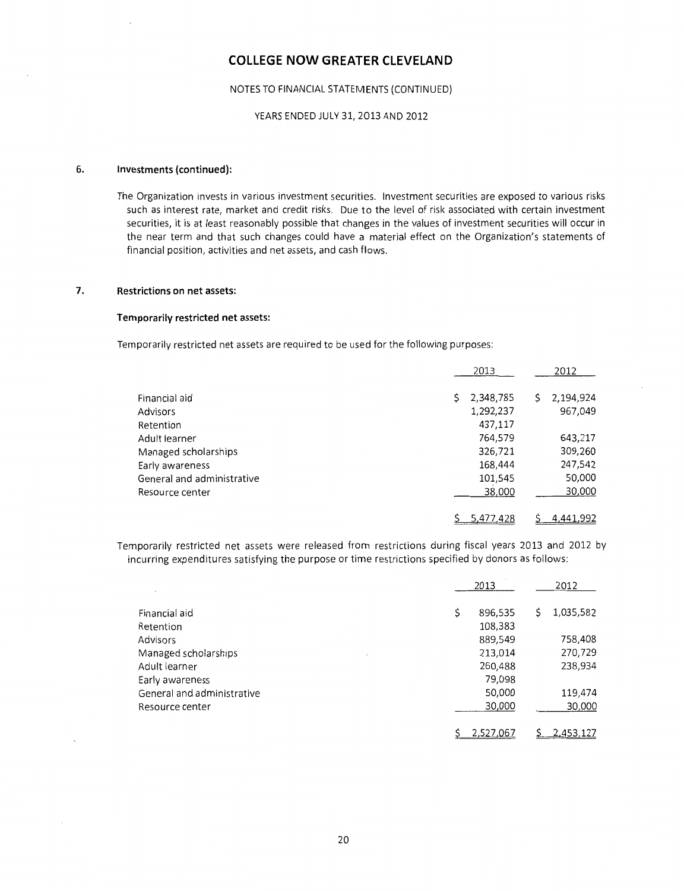# COLLEGE NOW GREATER CLEVELAND

NOTES TO FINANCIAL STATEMENTS (CONTINUED)

YEARS ENDED JULY 31, 2013 AND 2012

## 6. Investments (continued):

The Organization invests in various investment securities. Investment securities are exposed to various risks such as interest rate, market and credit risks. Due to the level of risk associated with certain investment securities, it is at least reasonably possible that changes in the values of investment securities will occur in the near term and that such changes could have a material effect on the Organization's statements of financial position, activities and net assets, and cash flows.

## 7. Restrictions on net assets:

### Temporarily restricted net assets:

Temporarily restricted net assets are required to be used for the following purposes:

| | 2013 | 2012 |
|---|---|---|
| Financial aid | $ 2,348,785 | $ 2,194,924 |
| Advisors | 1,292,237 | 967,049 |
| Retention | 437,117 | |
| Adult learner | 764,579 | 643,217 |
| Managed scholarships | 326,721 | 309,260 |
| Early awareness | 168,444 | 247,542 |
| General and administrative | 101,545 | 50,000 |
| Resource center | 38,000 | 30,000 |
| | $ 5,477,428 | $ 4,441,992 |

Temporarily restricted net assets were released from restrictions during fiscal years 2013 and 2012 by incurring expenditures satisfying the purpose or time restrictions specified by donors as follows:

| | 2013 | 2012 |
|---|---|---|
| Financial aid | $ 896,535 | $ 1,035,582 |
| Retention | 108,383 | |
| Advisors | 889,549 | 758,408 |
| Managed scholarships | 213,014 | 270,729 |
| Adult learner | 260,488 | 238,934 |
| Early awareness | 79,098 | |
| General and administrative | 50,000 | 119,474 |
| Resource center | 30,000 | 30,000 |
| | $ 2,527,067 | $ 2,453,127 |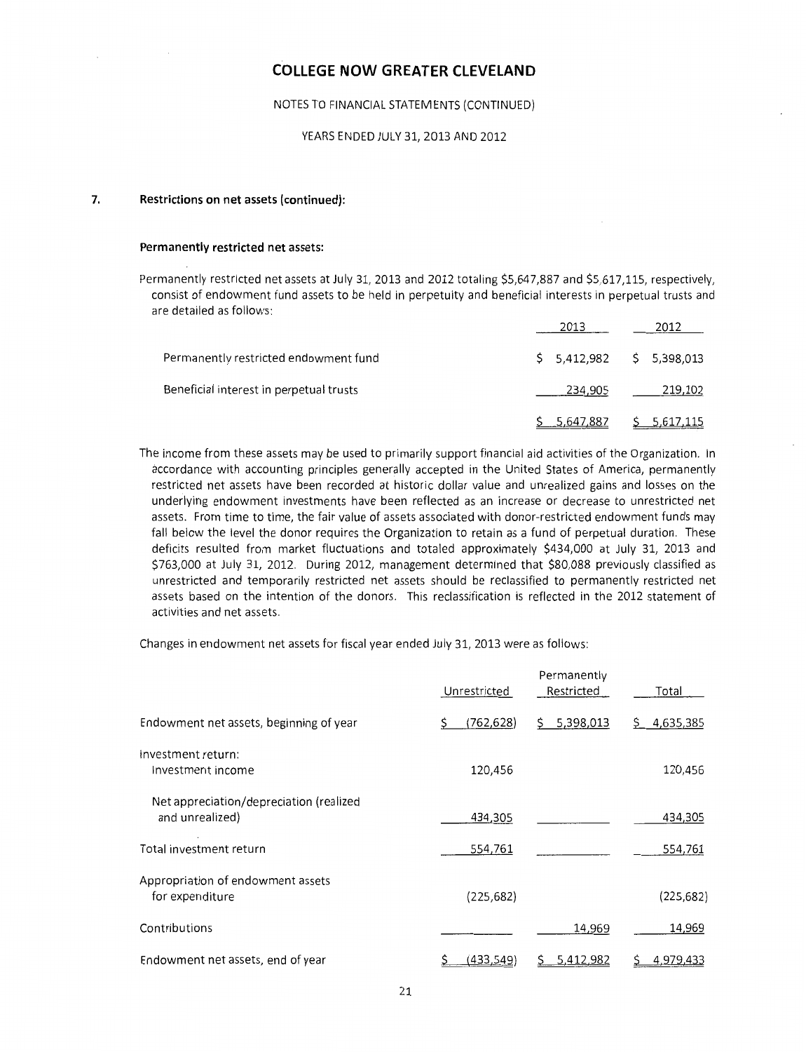# COLLEGE NOW GREATER CLEVELAND

NOTES TO FINANCIAL STATEMENTS (CONTINUED)

YEARS ENDED JULY 31, 2013 AND 2012

## 7. Restrictions on net assets (continued):

### Permanently restricted net assets:

Permanently restricted net assets at July 31, 2013 and 2012 totaling $5,647,887 and $5,617,115, respectively, consist of endowment fund assets to be held in perpetuity and beneficial interests in perpetual trusts and are detailed as follows:

| | 2013 | 2012 |
|---|---|---|
| Permanently restricted endowment fund | $ 5,412,982 | $ 5,398,013 |
| Beneficial interest in perpetual trusts | 234,905 | 219,102 |
| | $ 5,647,887 | $ 5,617,115 |

The income from these assets may be used to primarily support financial aid activities of the Organization. In accordance with accounting principles generally accepted in the United States of America, permanently restricted net assets have been recorded at historic dollar value and unrealized gains and losses on the underlying endowment investments have been reflected as an increase or decrease to unrestricted net assets. From time to time, the fair value of assets associated with donor-restricted endowment funds may fall below the level the donor requires the Organization to retain as a fund of perpetual duration. These deficits resulted from market fluctuations and totaled approximately $434,000 at July 31, 2013 and $763,000 at July 31, 2012. During 2012, management determined that $80,088 previously classified as unrestricted and temporarily restricted net assets should be reclassified to permanently restricted net assets based on the intention of the donors. This reclassification is reflected in the 2012 statement of activities and net assets.

Changes in endowment net assets for fiscal year ended July 31, 2013 were as follows:

| | Unrestricted | Permanently Restricted | Total |
|---|---|---|---|
| Endowment net assets, beginning of year | $ (762,628) | $ 5,398,013 | $ 4,635,385 |
| Investment return: | | | |
| Investment income | 120,456 | | 120,456 |
| Net appreciation/depreciation (realized and unrealized) | 434,305 | | 434,305 |
| Total investment return | 554,761 | | 554,761 |
| Appropriation of endowment assets for expenditure | (225,682) | | (225,682) |
| Contributions | | 14,969 | 14,969 |
| Endowment net assets, end of year | $ (433,549) | $ 5,412,982 | $ 4,979,433 |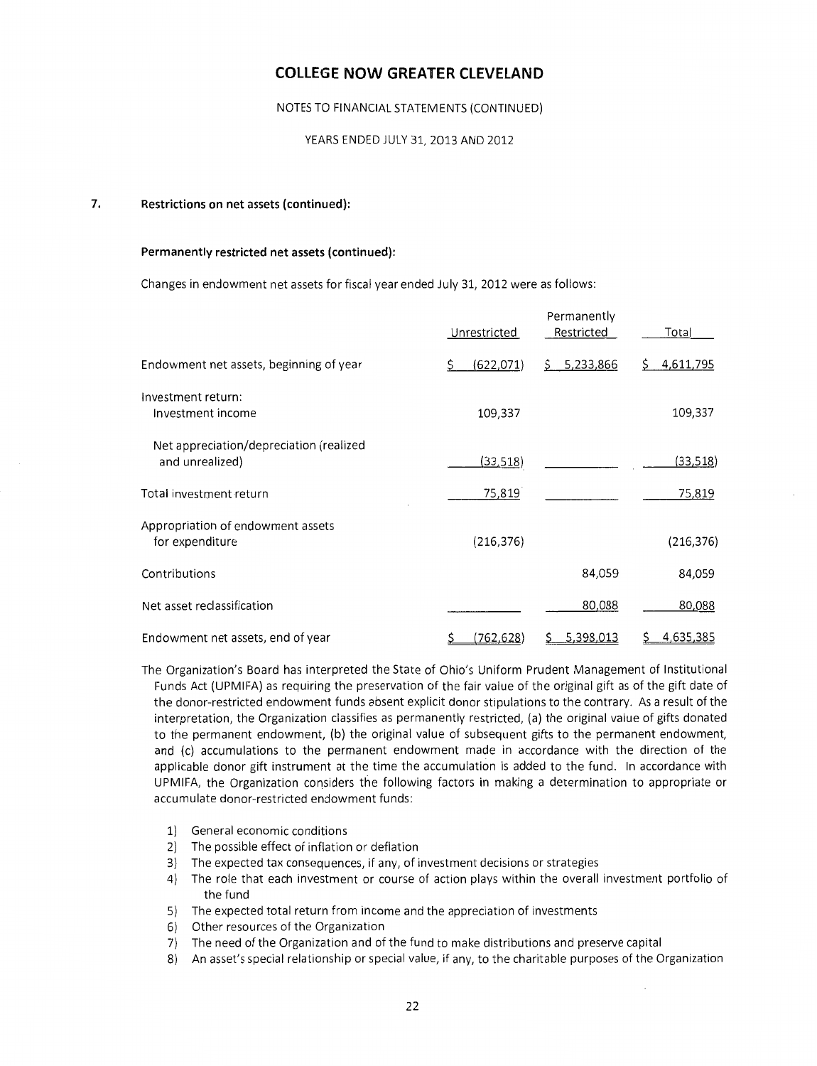## COLLEGE NOW GREATER CLEVELAND

NOTES TO FINANCIAL STATEMENTS (CONTINUED)

YEARS ENDED JULY 31, 2013 AND 2012

### 7. Restrictions on net assets (continued):

#### Permanently restricted net assets (continued):

Changes in endowment net assets for fiscal year ended July 31, 2012 were as follows:

| | Unrestricted | Permanently Restricted | Total |
|---|---|---|---|
| Endowment net assets, beginning of year | $ (622,071) | $ 5,233,866 | $ 4,611,795 |
| Investment return: | | | |
| Investment income | 109,337 | | 109,337 |
| Net appreciation/depreciation (realized and unrealized) | (33,518) | | (33,518) |
| Total investment return | 75,819 | | 75,819 |
| Appropriation of endowment assets for expenditure | (216,376) | | (216,376) |
| Contributions | | 84,059 | 84,059 |
| Net asset reclassification | | 80,088 | 80,088 |
| Endowment net assets, end of year | $ (762,628) | $ 5,398,013 | $ 4,635,385 |

The Organization's Board has interpreted the State of Ohio's Uniform Prudent Management of Institutional Funds Act (UPMIFA) as requiring the preservation of the fair value of the original gift as of the gift date of the donor-restricted endowment funds absent explicit donor stipulations to the contrary. As a result of the interpretation, the Organization classifies as permanently restricted, (a) the original value of gifts donated to the permanent endowment, (b) the original value of subsequent gifts to the permanent endowment, and (c) accumulations to the permanent endowment made in accordance with the direction of the applicable donor gift instrument at the time the accumulation is added to the fund. In accordance with UPMIFA, the Organization considers the following factors in making a determination to appropriate or accumulate donor-restricted endowment funds:

1) General economic conditions
2) The possible effect of inflation or deflation
3) The expected tax consequences, if any, of investment decisions or strategies
4) The role that each investment or course of action plays within the overall investment portfolio of the fund
5) The expected total return from income and the appreciation of investments
6) Other resources of the Organization
7) The need of the Organization and of the fund to make distributions and preserve capital
8) An asset's special relationship or special value, if any, to the charitable purposes of the Organization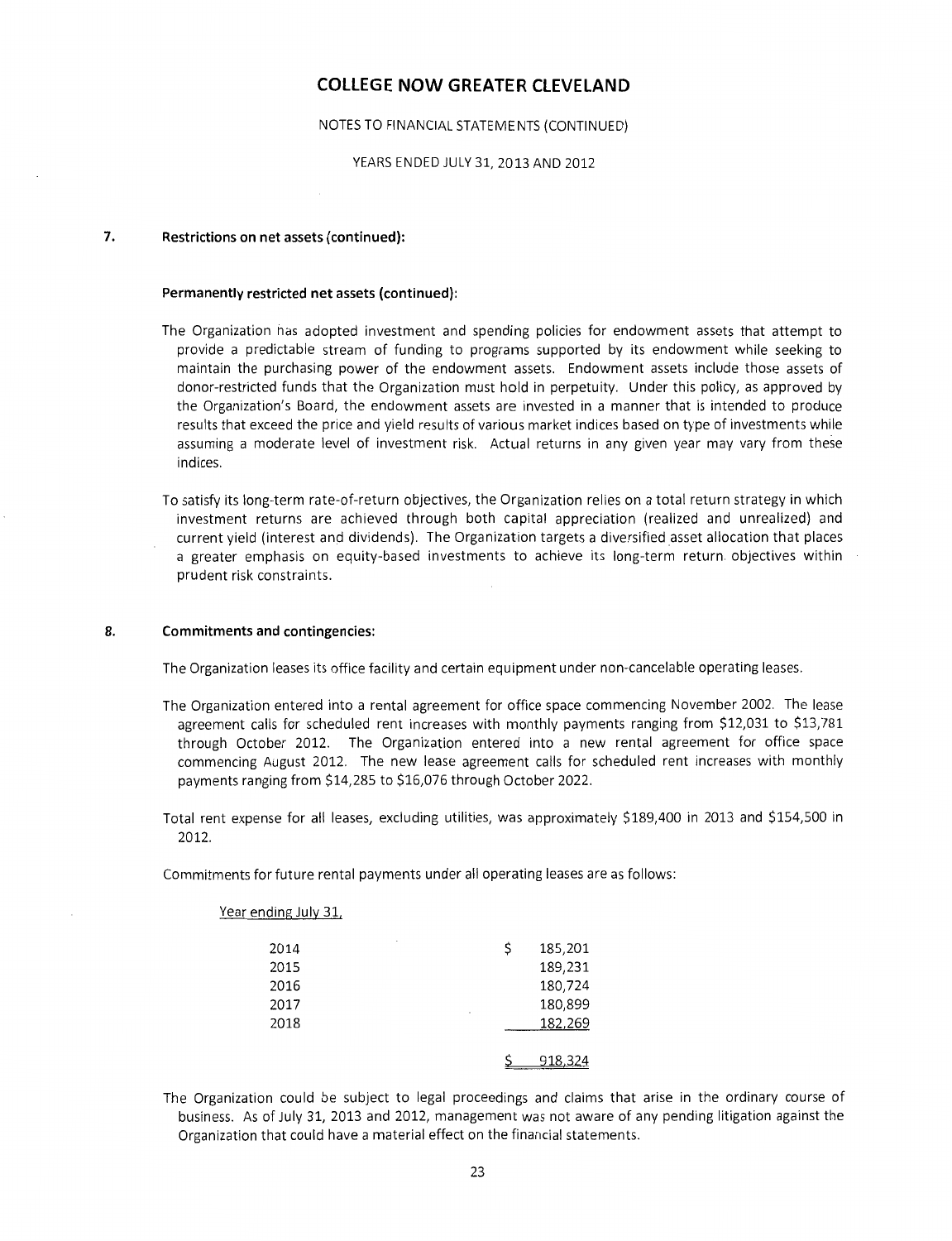# COLLEGE NOW GREATER CLEVELAND

NOTES TO FINANCIAL STATEMENTS (CONTINUED)

YEARS ENDED JULY 31, 2013 AND 2012

## 7. Restrictions on net assets (continued):

### Permanently restricted net assets (continued):

The Organization has adopted investment and spending policies for endowment assets that attempt to provide a predictable stream of funding to programs supported by its endowment while seeking to maintain the purchasing power of the endowment assets. Endowment assets include those assets of donor-restricted funds that the Organization must hold in perpetuity. Under this policy, as approved by the Organization's Board, the endowment assets are invested in a manner that is intended to produce results that exceed the price and yield results of various market indices based on type of investments while assuming a moderate level of investment risk. Actual returns in any given year may vary from these indices.

To satisfy its long-term rate-of-return objectives, the Organization relies on a total return strategy in which investment returns are achieved through both capital appreciation (realized and unrealized) and current yield (interest and dividends). The Organization targets a diversified asset allocation that places a greater emphasis on equity-based investments to achieve its long-term return objectives within prudent risk constraints.

## 8. Commitments and contingencies:

The Organization leases its office facility and certain equipment under non-cancelable operating leases.

The Organization entered into a rental agreement for office space commencing November 2002. The lease agreement calls for scheduled rent increases with monthly payments ranging from $12,031 to $13,781 through October 2012. The Organization entered into a new rental agreement for office space commencing August 2012. The new lease agreement calls for scheduled rent increases with monthly payments ranging from $14,285 to $16,076 through October 2022.

Total rent expense for all leases, excluding utilities, was approximately $189,400 in 2013 and $154,500 in 2012.

Commitments for future rental payments under all operating leases are as follows:

| Year ending July 31, | |
|---|---|
| 2014 | $ 185,201 |
| 2015 | 189,231 |
| 2016 | 180,724 |
| 2017 | 180,899 |
| 2018 | 182,269 |
| | $ 918,324 |

The Organization could be subject to legal proceedings and claims that arise in the ordinary course of business. As of July 31, 2013 and 2012, management was not aware of any pending litigation against the Organization that could have a material effect on the financial statements.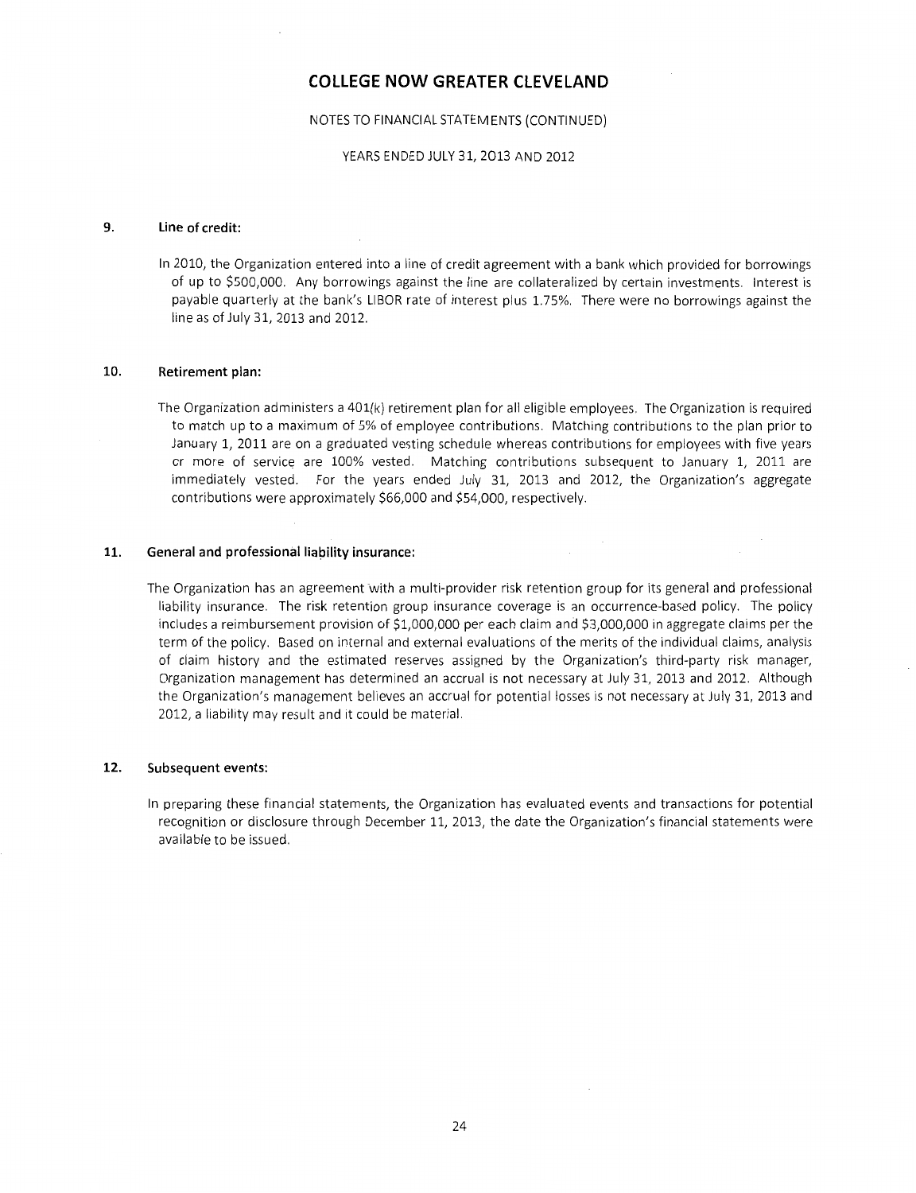# COLLEGE NOW GREATER CLEVELAND

NOTES TO FINANCIAL STATEMENTS (CONTINUED)

YEARS ENDED JULY 31, 2013 AND 2012

## 9. Line of credit:

In 2010, the Organization entered into a line of credit agreement with a bank which provided for borrowings of up to $500,000. Any borrowings against the line are collateralized by certain investments. Interest is payable quarterly at the bank's LIBOR rate of interest plus 1.75%. There were no borrowings against the line as of July 31, 2013 and 2012.

## 10. Retirement plan:

The Organization administers a 401(k) retirement plan for all eligible employees. The Organization is required to match up to a maximum of 5% of employee contributions. Matching contributions to the plan prior to January 1, 2011 are on a graduated vesting schedule whereas contributions for employees with five years or more of service are 100% vested. Matching contributions subsequent to January 1, 2011 are immediately vested. For the years ended July 31, 2013 and 2012, the Organization's aggregate contributions were approximately $66,000 and $54,000, respectively.

## 11. General and professional liability insurance:

The Organization has an agreement with a multi-provider risk retention group for its general and professional liability insurance. The risk retention group insurance coverage is an occurrence-based policy. The policy includes a reimbursement provision of $1,000,000 per each claim and $3,000,000 in aggregate claims per the term of the policy. Based on internal and external evaluations of the merits of the individual claims, analysis of claim history and the estimated reserves assigned by the Organization's third-party risk manager, Organization management has determined an accrual is not necessary at July 31, 2013 and 2012. Although the Organization's management believes an accrual for potential losses is not necessary at July 31, 2013 and 2012, a liability may result and it could be material.

## 12. Subsequent events:

In preparing these financial statements, the Organization has evaluated events and transactions for potential recognition or disclosure through December 11, 2013, the date the Organization's financial statements were available to be issued.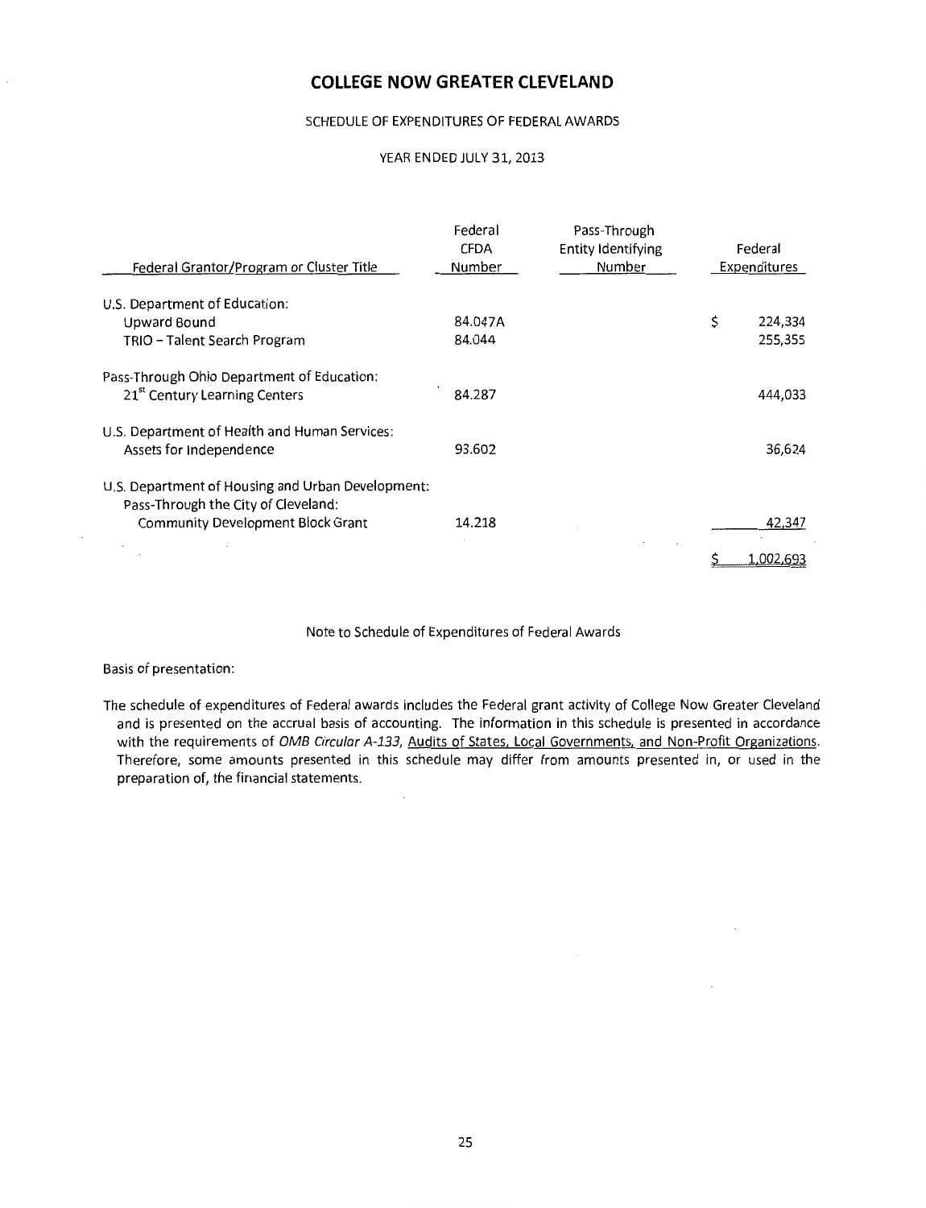# COLLEGE NOW GREATER CLEVELAND

SCHEDULE OF EXPENDITURES OF FEDERAL AWARDS

YEAR ENDED JULY 31, 2013

| Federal Grantor/Program or Cluster Title | Federal CFDA Number | Pass-Through Entity Identifying Number | Federal Expenditures |
|---|---|---|---|
| U.S. Department of Education: | | | |
| Upward Bound | 84.047A | | $ 224,334 |
| TRIO – Talent Search Program | 84.044 | | 255,355 |
| Pass-Through Ohio Department of Education: | | | |
| 21st Century Learning Centers | 84.287 | | 444,033 |
| U.S. Department of Health and Human Services: | | | |
| Assets for Independence | 93.602 | | 36,624 |
| U.S. Department of Housing and Urban Development: | | | |
| Pass-Through the City of Cleveland: | | | |
| Community Development Block Grant | 14.218 | | 42,347 |
| | | | $ 1,002,693 |

Note to Schedule of Expenditures of Federal Awards

Basis of presentation:

The schedule of expenditures of Federal awards includes the Federal grant activity of College Now Greater Cleveland and is presented on the accrual basis of accounting. The information in this schedule is presented in accordance with the requirements of *OMB Circular A-133*, Audits of States, Local Governments, and Non-Profit Organizations. Therefore, some amounts presented in this schedule may differ from amounts presented in, or used in the preparation of, the financial statements.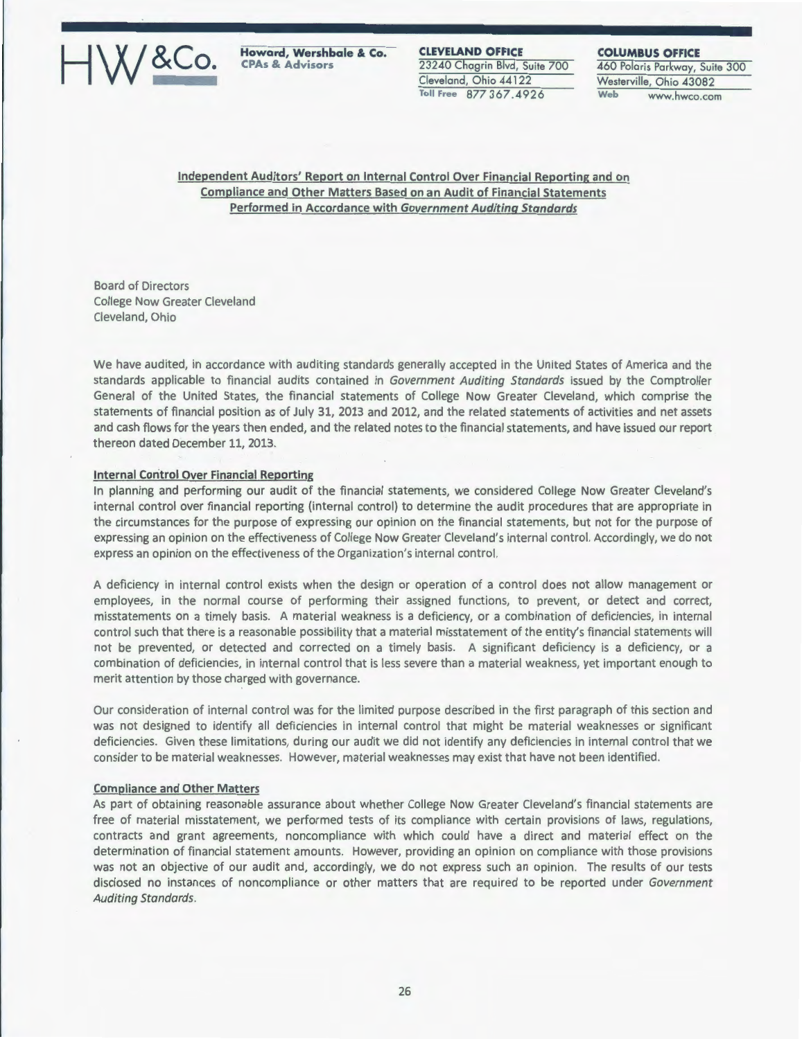HW&Co. **Howard, Wershbale & Co.** CPAs & Advisors

**CLEVELAND OFFICE**
23240 Chagrin Blvd, Suite 700
Cleveland, Ohio 44122
Toll Free 877 367.4926

**COLUMBUS OFFICE**
460 Polaris Parkway, Suite 300
Westerville, Ohio 43082
Web www.hwco.com

## Independent Auditors' Report on Internal Control Over Financial Reporting and on Compliance and Other Matters Based on an Audit of Financial Statements Performed in Accordance with *Government Auditing Standards*

Board of Directors
College Now Greater Cleveland
Cleveland, Ohio

We have audited, in accordance with auditing standards generally accepted in the United States of America and the standards applicable to financial audits contained in *Government Auditing Standards* issued by the Comptroller General of the United States, the financial statements of College Now Greater Cleveland, which comprise the statements of financial position as of July 31, 2013 and 2012, and the related statements of activities and net assets and cash flows for the years then ended, and the related notes to the financial statements, and have issued our report thereon dated December 11, 2013.

### Internal Control Over Financial Reporting

In planning and performing our audit of the financial statements, we considered College Now Greater Cleveland's internal control over financial reporting (internal control) to determine the audit procedures that are appropriate in the circumstances for the purpose of expressing our opinion on the financial statements, but not for the purpose of expressing an opinion on the effectiveness of College Now Greater Cleveland's internal control. Accordingly, we do not express an opinion on the effectiveness of the Organization's internal control.

A deficiency in internal control exists when the design or operation of a control does not allow management or employees, in the normal course of performing their assigned functions, to prevent, or detect and correct, misstatements on a timely basis. A material weakness is a deficiency, or a combination of deficiencies, in internal control such that there is a reasonable possibility that a material misstatement of the entity's financial statements will not be prevented, or detected and corrected on a timely basis. A significant deficiency is a deficiency, or a combination of deficiencies, in internal control that is less severe than a material weakness, yet important enough to merit attention by those charged with governance.

Our consideration of internal control was for the limited purpose described in the first paragraph of this section and was not designed to identify all deficiencies in internal control that might be material weaknesses or significant deficiencies. Given these limitations, during our audit we did not identify any deficiencies in internal control that we consider to be material weaknesses. However, material weaknesses may exist that have not been identified.

### Compliance and Other Matters

As part of obtaining reasonable assurance about whether College Now Greater Cleveland's financial statements are free of material misstatement, we performed tests of its compliance with certain provisions of laws, regulations, contracts and grant agreements, noncompliance with which could have a direct and material effect on the determination of financial statement amounts. However, providing an opinion on compliance with those provisions was not an objective of our audit and, accordingly, we do not express such an opinion. The results of our tests disclosed no instances of noncompliance or other matters that are required to be reported under *Government Auditing Standards*.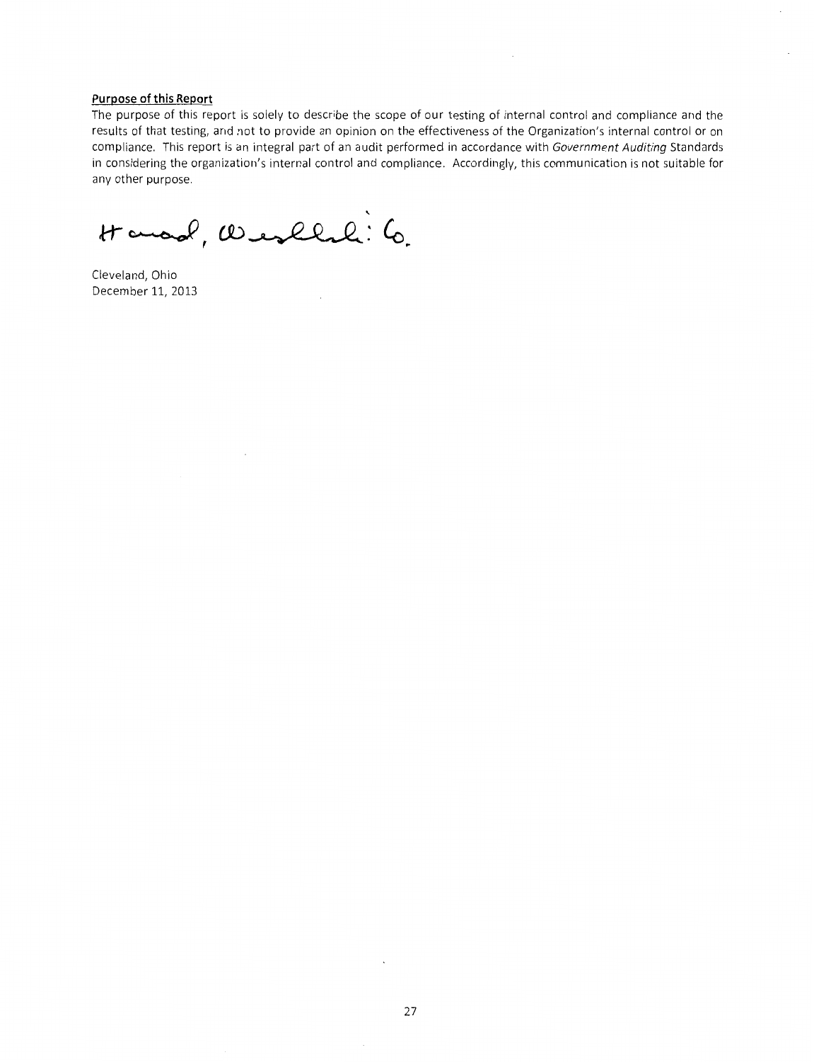**Purpose of this Report**

The purpose of this report is solely to describe the scope of our testing of internal control and compliance and the results of that testing, and not to provide an opinion on the effectiveness of the Organization's internal control or on compliance. This report is an integral part of an audit performed in accordance with *Government Auditing* Standards in considering the organization's internal control and compliance. Accordingly, this communication is not suitable for any other purpose.

Howard, Wershbale & Co.

Cleveland, Ohio
December 11, 2013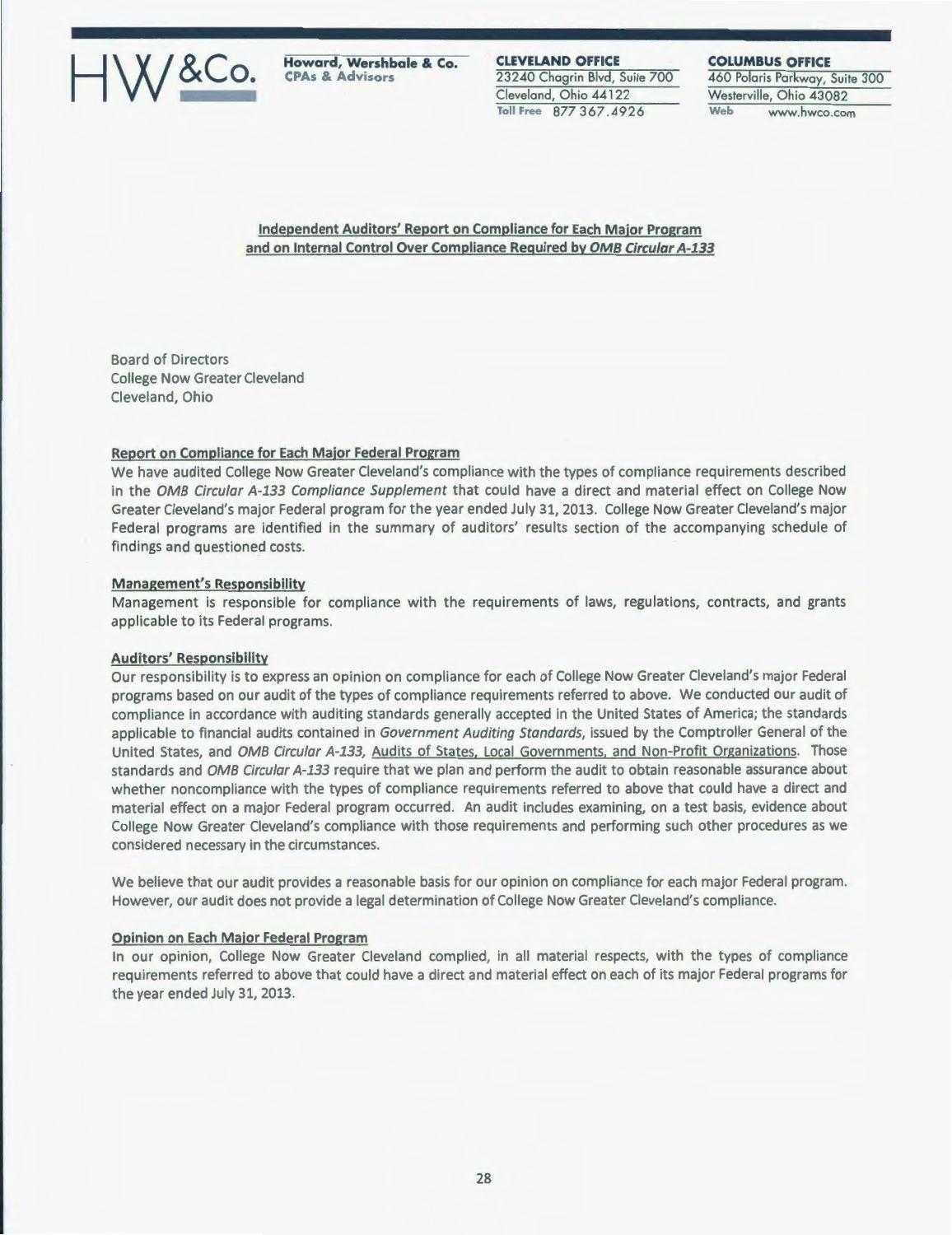HW&Co. **Howard, Wershbale & Co.** CPAs & Advisors

**CLEVELAND OFFICE**
23240 Chagrin Blvd, Suite 700
Cleveland, Ohio 44122
Toll Free 877 367.4926

**COLUMBUS OFFICE**
460 Polaris Parkway, Suite 300
Westerville, Ohio 43082
Web www.hwco.com

## Independent Auditors' Report on Compliance for Each Major Program and on Internal Control Over Compliance Required by *OMB Circular A-133*

Board of Directors
College Now Greater Cleveland
Cleveland, Ohio

### Report on Compliance for Each Major Federal Program

We have audited College Now Greater Cleveland's compliance with the types of compliance requirements described in the *OMB Circular A-133 Compliance Supplement* that could have a direct and material effect on College Now Greater Cleveland's major Federal program for the year ended July 31, 2013. College Now Greater Cleveland's major Federal programs are identified in the summary of auditors' results section of the accompanying schedule of findings and questioned costs.

### Management's Responsibility

Management is responsible for compliance with the requirements of laws, regulations, contracts, and grants applicable to its Federal programs.

### Auditors' Responsibility

Our responsibility is to express an opinion on compliance for each of College Now Greater Cleveland's major Federal programs based on our audit of the types of compliance requirements referred to above. We conducted our audit of compliance in accordance with auditing standards generally accepted in the United States of America; the standards applicable to financial audits contained in *Government Auditing Standards*, issued by the Comptroller General of the United States, and *OMB Circular A-133*, Audits of States, Local Governments, and Non-Profit Organizations. Those standards and *OMB Circular A-133* require that we plan and perform the audit to obtain reasonable assurance about whether noncompliance with the types of compliance requirements referred to above that could have a direct and material effect on a major Federal program occurred. An audit includes examining, on a test basis, evidence about College Now Greater Cleveland's compliance with those requirements and performing such other procedures as we considered necessary in the circumstances.

We believe that our audit provides a reasonable basis for our opinion on compliance for each major Federal program. However, our audit does not provide a legal determination of College Now Greater Cleveland's compliance.

### Opinion on Each Major Federal Program

In our opinion, College Now Greater Cleveland complied, in all material respects, with the types of compliance requirements referred to above that could have a direct and material effect on each of its major Federal programs for the year ended July 31, 2013.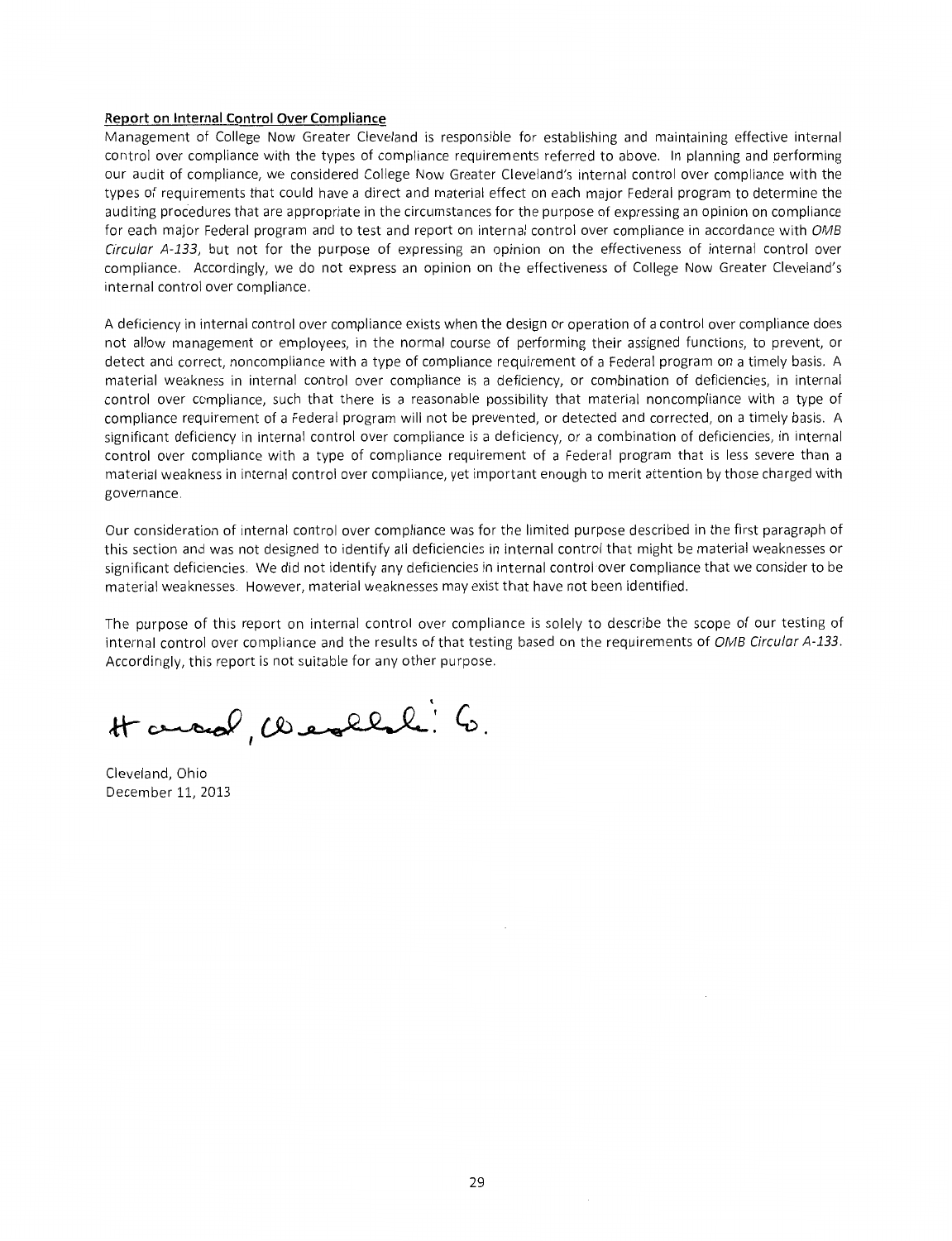**Report on Internal Control Over Compliance**

Management of College Now Greater Cleveland is responsible for establishing and maintaining effective internal control over compliance with the types of compliance requirements referred to above. In planning and performing our audit of compliance, we considered College Now Greater Cleveland's internal control over compliance with the types of requirements that could have a direct and material effect on each major Federal program to determine the auditing procedures that are appropriate in the circumstances for the purpose of expressing an opinion on compliance for each major Federal program and to test and report on internal control over compliance in accordance with *OMB Circular A-133*, but not for the purpose of expressing an opinion on the effectiveness of internal control over compliance. Accordingly, we do not express an opinion on the effectiveness of College Now Greater Cleveland's internal control over compliance.

A deficiency in internal control over compliance exists when the design or operation of a control over compliance does not allow management or employees, in the normal course of performing their assigned functions, to prevent, or detect and correct, noncompliance with a type of compliance requirement of a Federal program on a timely basis. A material weakness in internal control over compliance is a deficiency, or combination of deficiencies, in internal control over compliance, such that there is a reasonable possibility that material noncompliance with a type of compliance requirement of a Federal program will not be prevented, or detected and corrected, on a timely basis. A significant deficiency in internal control over compliance is a deficiency, or a combination of deficiencies, in internal control over compliance with a type of compliance requirement of a Federal program that is less severe than a material weakness in internal control over compliance, yet important enough to merit attention by those charged with governance.

Our consideration of internal control over compliance was for the limited purpose described in the first paragraph of this section and was not designed to identify all deficiencies in internal control that might be material weaknesses or significant deficiencies. We did not identify any deficiencies in internal control over compliance that we consider to be material weaknesses. However, material weaknesses may exist that have not been identified.

The purpose of this report on internal control over compliance is solely to describe the scope of our testing of internal control over compliance and the results of that testing based on the requirements of *OMB Circular A-133*. Accordingly, this report is not suitable for any other purpose.

Howard, Wershbale & Co.

Cleveland, Ohio
December 11, 2013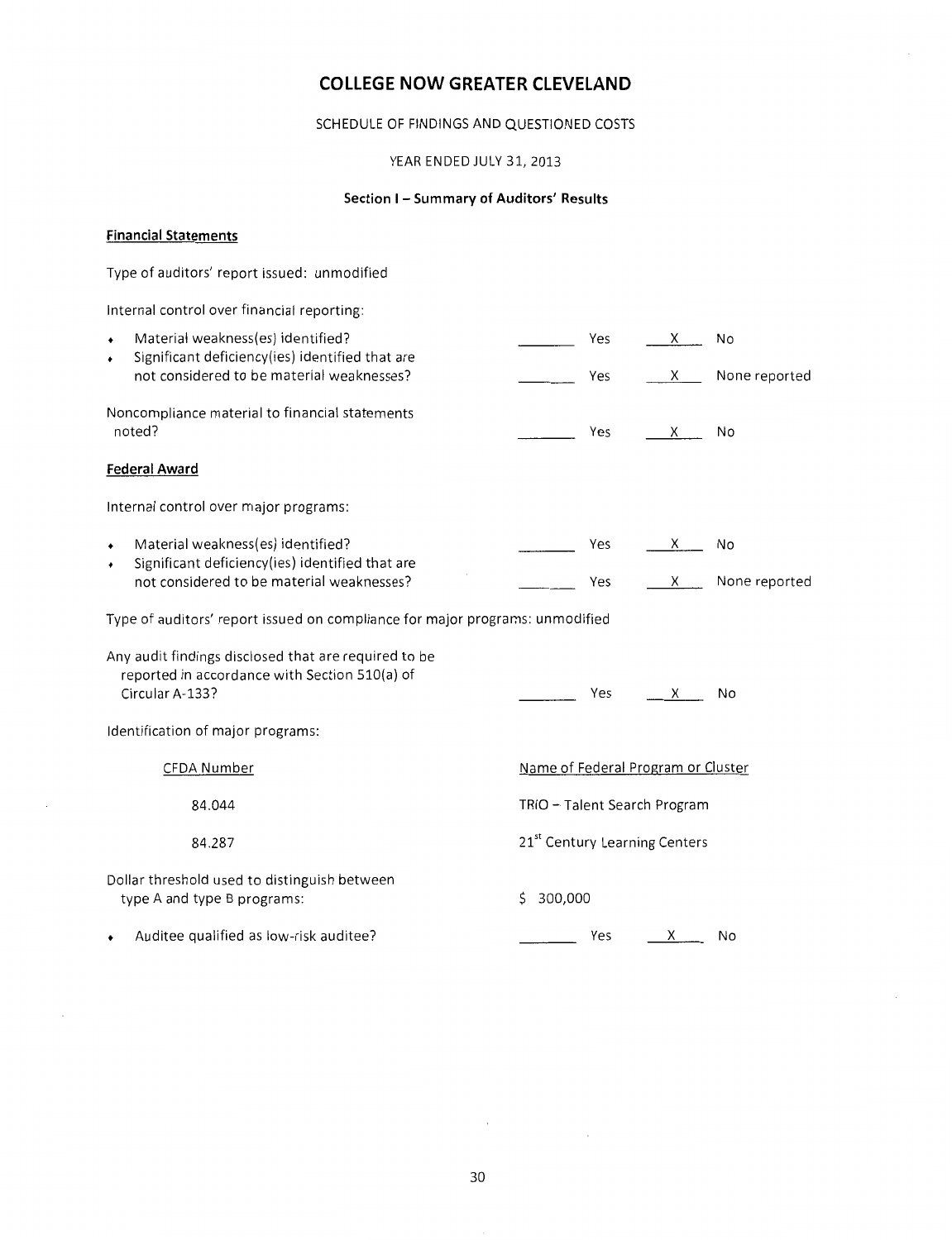# COLLEGE NOW GREATER CLEVELAND

SCHEDULE OF FINDINGS AND QUESTIONED COSTS

YEAR ENDED JULY 31, 2013

### Section I – Summary of Auditors' Results

**Financial Statements**

Type of auditors' report issued: unmodified

Internal control over financial reporting:

- Material weakness(es) identified? _______ Yes __X__ No
- Significant deficiency(ies) identified that are not considered to be material weaknesses? _______ Yes __X__ None reported

Noncompliance material to financial statements noted? _______ Yes __X__ No

**Federal Award**

Internal control over major programs:

- Material weakness(es) identified? _______ Yes __X__ No
- Significant deficiency(ies) identified that are not considered to be material weaknesses? _______ Yes __X__ None reported

Type of auditors' report issued on compliance for major programs: unmodified

Any audit findings disclosed that are required to be reported in accordance with Section 510(a) of Circular A-133? _______ Yes __X__ No

Identification of major programs:

| CFDA Number | Name of Federal Program or Cluster |
|---|---|
| 84.044 | TRIO – Talent Search Program |
| 84.287 | 21st Century Learning Centers |

Dollar threshold used to distinguish between type A and type B programs: $ 300,000

- Auditee qualified as low-risk auditee? _______ Yes __X__ No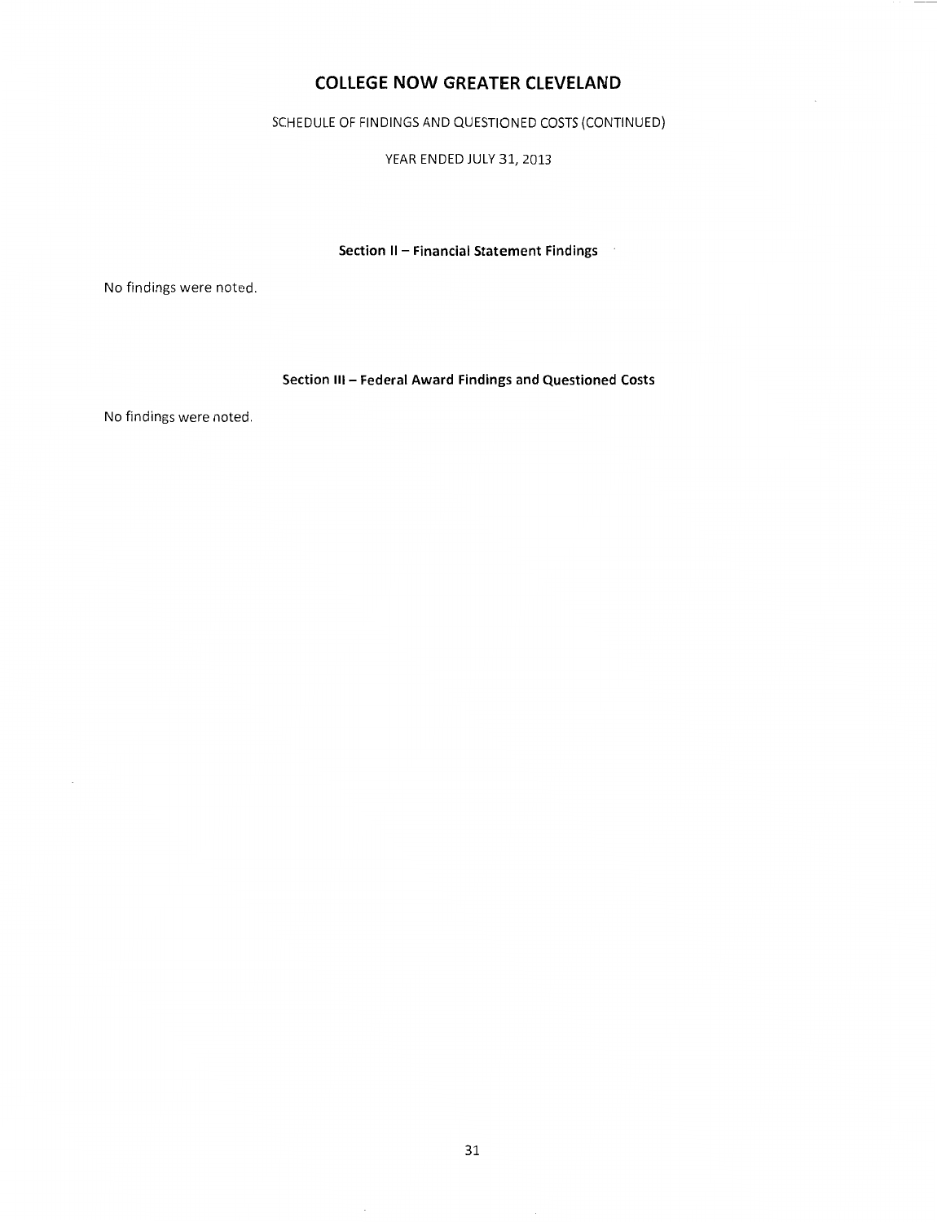# COLLEGE NOW GREATER CLEVELAND

SCHEDULE OF FINDINGS AND QUESTIONED COSTS (CONTINUED)

YEAR ENDED JULY 31, 2013

### Section II – Financial Statement Findings

No findings were noted.

### Section III – Federal Award Findings and Questioned Costs

No findings were noted.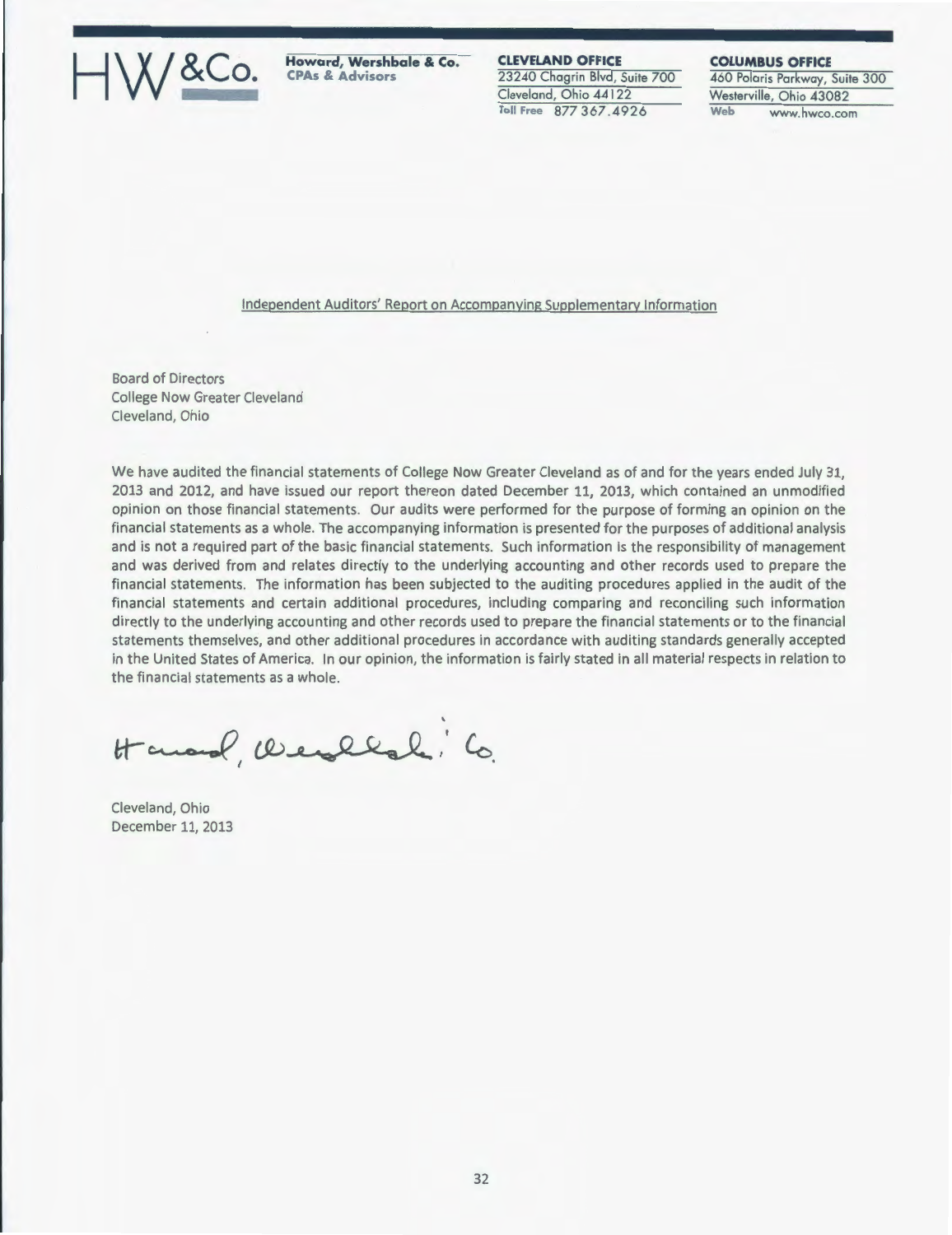HW&Co. **Howard, Wershbale & Co.** CPAs & Advisors

**CLEVELAND OFFICE**
23240 Chagrin Blvd, Suite 700
Cleveland, Ohio 44122
Toll Free 877 367.4926

**COLUMBUS OFFICE**
460 Polaris Parkway, Suite 300
Westerville, Ohio 43082
Web www.hwco.com

## Independent Auditors' Report on Accompanying Supplementary Information

Board of Directors
College Now Greater Cleveland
Cleveland, Ohio

We have audited the financial statements of College Now Greater Cleveland as of and for the years ended July 31, 2013 and 2012, and have issued our report thereon dated December 11, 2013, which contained an unmodified opinion on those financial statements. Our audits were performed for the purpose of forming an opinion on the financial statements as a whole. The accompanying information is presented for the purposes of additional analysis and is not a required part of the basic financial statements. Such information is the responsibility of management and was derived from and relates directly to the underlying accounting and other records used to prepare the financial statements. The information has been subjected to the auditing procedures applied in the audit of the financial statements and certain additional procedures, including comparing and reconciling such information directly to the underlying accounting and other records used to prepare the financial statements or to the financial statements themselves, and other additional procedures in accordance with auditing standards generally accepted in the United States of America. In our opinion, the information is fairly stated in all material respects in relation to the financial statements as a whole.

Howard, Wershbale & Co.

Cleveland, Ohio
December 11, 2013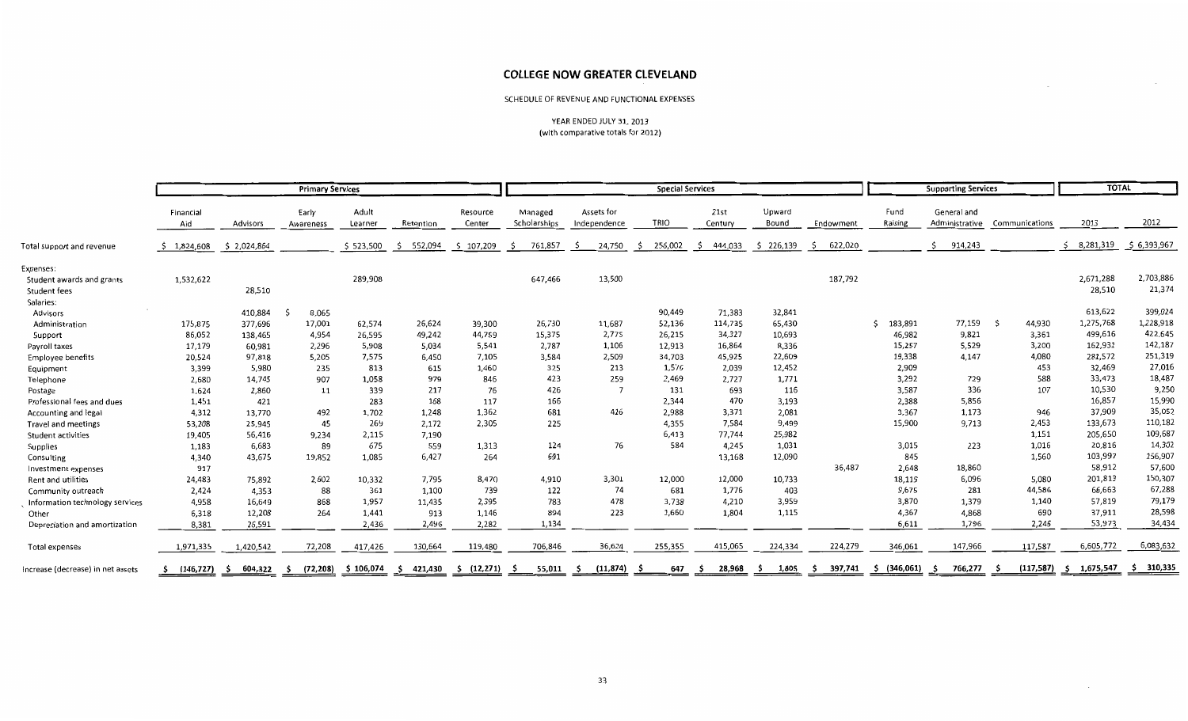# COLLEGE NOW GREATER CLEVELAND

SCHEDULE OF REVENUE AND FUNCTIONAL EXPENSES

YEAR ENDED JULY 31, 2013
(with comparative totals for 2012)

| | Primary Services | | | | | | Special Services | | | | | | Supporting Services | | | TOTAL | |
|---|---|---|---|---|---|---|---|---|---|---|---|---|---|---|---|---|---|
| | Financial Aid | Advisors | Early Awareness | Adult Learner | Retention | Resource Center | Managed Scholarships | Assets for Independence | TRIO | 21st Century | Upward Bound | Endowment | Fund Raising | General and Administrative | Communications | 2013 | 2012 |
| Total support and revenue | $ 1,824,608 | $ 2,024,864 | | $ 523,500 | $ 552,094 | $ 107,209 | $ 761,857 | $ 24,750 | $ 256,002 | $ 444,033 | $ 226,139 | $ 622,020 | | $ 914,243 | | $ 8,281,319 | $ 6,393,967 |
| Expenses: | | | | | | | | | | | | | | | | | |
| Student awards and grants | 1,532,622 | | | 289,908 | | | 647,466 | 13,500 | | | | 187,792 | | | | 2,671,288 | 2,703,886 |
| Student fees | | 28,510 | | | | | | | | | | | | | | 28,510 | 21,374 |
| Salaries: | | | | | | | | | | | | | | | | | |
| Advisors | | 410,884 | $ 8,065 | | | | | | 90,449 | 71,383 | 32,841 | | | | | 613,622 | 399,024 |
| Administration | 175,875 | 377,696 | 17,001 | 62,574 | 26,624 | 39,300 | 26,730 | 11,687 | 52,136 | 114,735 | 65,430 | | $ 183,891 | 77,159 | $ 44,930 | 1,275,768 | 1,228,918 |
| Support | 86,052 | 138,465 | 4,954 | 26,595 | 49,242 | 44,759 | 15,375 | 2,775 | 26,215 | 34,327 | 10,693 | | 46,982 | 9,821 | 3,361 | 499,616 | 422,645 |
| Payroll taxes | 17,179 | 60,981 | 2,296 | 5,908 | 5,034 | 5,541 | 2,787 | 1,106 | 12,913 | 16,864 | 8,336 | | 15,257 | 5,529 | 3,200 | 162,932 | 142,187 |
| Employee benefits | 20,524 | 97,818 | 5,205 | 7,575 | 6,450 | 7,105 | 3,584 | 2,509 | 34,703 | 45,925 | 22,609 | | 19,338 | 4,147 | 4,080 | 281,572 | 251,319 |
| Equipment | 3,399 | 5,980 | 235 | 813 | 615 | 1,460 | 325 | 213 | 1,576 | 2,039 | 12,452 | | 2,909 | | 453 | 32,469 | 27,016 |
| Telephone | 2,680 | 14,745 | 907 | 1,058 | 979 | 846 | 423 | 259 | 2,469 | 2,727 | 1,771 | | 3,292 | 729 | 588 | 33,473 | 18,487 |
| Postage | 1,624 | 2,860 | 11 | 339 | 217 | 76 | 426 | 7 | 131 | 693 | 116 | | 3,587 | 336 | 107 | 10,530 | 9,250 |
| Professional fees and dues | 1,451 | 421 | | 283 | 168 | 117 | 166 | | 2,344 | 470 | 3,193 | | 2,388 | 5,856 | | 16,857 | 15,990 |
| Accounting and legal | 4,312 | 13,770 | 492 | 1,702 | 1,248 | 1,362 | 681 | 426 | 2,988 | 3,371 | 2,081 | | 3,367 | 1,173 | 946 | 37,909 | 35,052 |
| Travel and meetings | 53,208 | 25,945 | 45 | 269 | 2,172 | 2,305 | 225 | | 4,355 | 7,584 | 9,499 | | 15,900 | 9,713 | 2,453 | 133,673 | 110,182 |
| Student activities | 19,405 | 56,416 | 9,234 | 2,115 | 7,190 | | | | 6,413 | 77,744 | 25,982 | | | | 1,151 | 205,650 | 109,687 |
| Supplies | 1,183 | 6,683 | 89 | 675 | 559 | 1,313 | 124 | 76 | 584 | 4,245 | 1,031 | | 3,015 | 223 | 1,016 | 20,816 | 14,302 |
| Consulting | 4,340 | 43,675 | 19,852 | 1,085 | 6,427 | 264 | 691 | | | 13,168 | 12,090 | | 845 | | 1,560 | 103,997 | 256,907 |
| Investment expenses | 917 | | | | | | | | | | | 36,487 | 2,648 | 18,860 | | 58,912 | 57,600 |
| Rent and utilities | 24,483 | 75,892 | 2,602 | 10,332 | 7,795 | 8,470 | 4,910 | 3,301 | 12,000 | 12,000 | 10,733 | | 18,119 | 6,096 | 5,080 | 201,813 | 150,307 |
| Community outreach | 2,424 | 4,353 | 88 | 361 | 1,100 | 739 | 122 | 74 | 681 | 1,776 | 403 | | 9,675 | 281 | 44,586 | 66,663 | 67,288 |
| Information technology services | 4,958 | 16,649 | 868 | 1,957 | 11,435 | 2,395 | 783 | 478 | 3,738 | 4,210 | 3,959 | | 3,870 | 1,379 | 1,140 | 57,819 | 79,179 |
| Other | 6,318 | 12,208 | 264 | 1,441 | 913 | 1,146 | 894 | 223 | 3,660 | 1,804 | 1,115 | | 4,367 | 4,868 | 690 | 37,911 | 28,598 |
| Depreciation and amortization | 8,381 | 26,591 | | 2,436 | 2,496 | 2,282 | 1,134 | | | | | | 6,611 | 1,796 | 2,246 | 53,973 | 34,434 |
| Total expenses | 1,971,335 | 1,420,542 | 72,208 | 417,426 | 130,664 | 119,480 | 706,846 | 36,624 | 255,355 | 415,065 | 224,334 | 224,279 | 346,061 | 147,966 | 117,587 | 6,605,772 | 6,083,632 |
| Increase (decrease) in net assets | $ (146,727) | $ 604,322 | $ (72,208) | $ 106,074 | $ 421,430 | $ (12,271) | $ 55,011 | $ (11,874) | $ 647 | $ 28,968 | $ 1,805 | $ 397,741 | $ (346,061) | $ 766,277 | $ (117,587) | $ 1,675,547 | $ 310,335 |